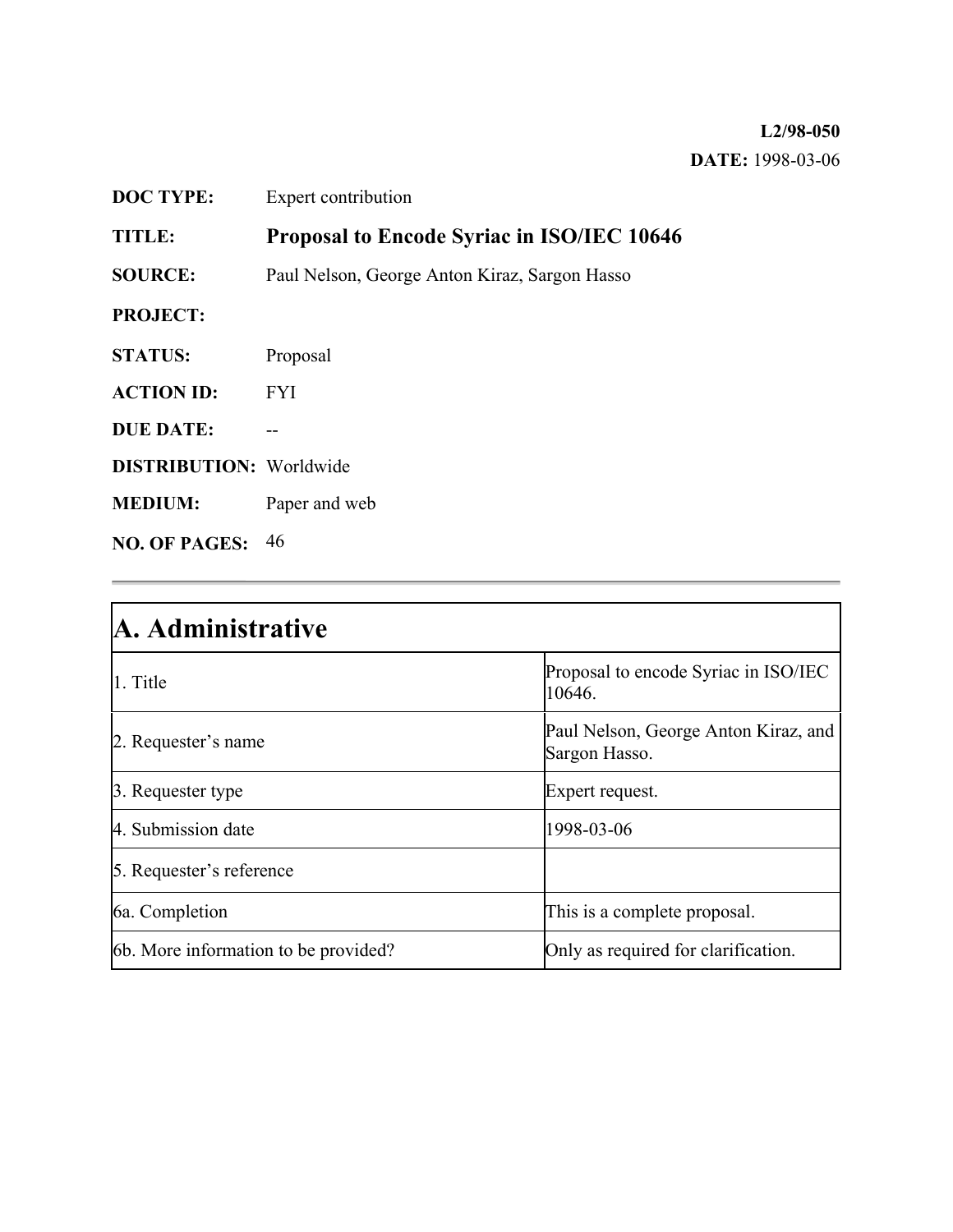**L2/98-050**

**DATE:** 1998-03-06

| | |
|---|---|
| **DOC TYPE:** | Expert contribution |
| **TITLE:** | **Proposal to Encode Syriac in ISO/IEC 10646** |
| **SOURCE:** | Paul Nelson, George Anton Kiraz, Sargon Hasso |
| **PROJECT:** | |
| **STATUS:** | Proposal |
| **ACTION ID:** | FYI |
| **DUE DATE:** | -- |
| **DISTRIBUTION:** | Worldwide |
| **MEDIUM:** | Paper and web |
| **NO. OF PAGES:** | 46 |

# A. Administrative

| | |
|---|---|
| 1. Title | Proposal to encode Syriac in ISO/IEC 10646. |
| 2. Requester's name | Paul Nelson, George Anton Kiraz, and Sargon Hasso. |
| 3. Requester type | Expert request. |
| 4. Submission date | 1998-03-06 |
| 5. Requester's reference | |
| 6a. Completion | This is a complete proposal. |
| 6b. More information to be provided? | Only as required for clarification. |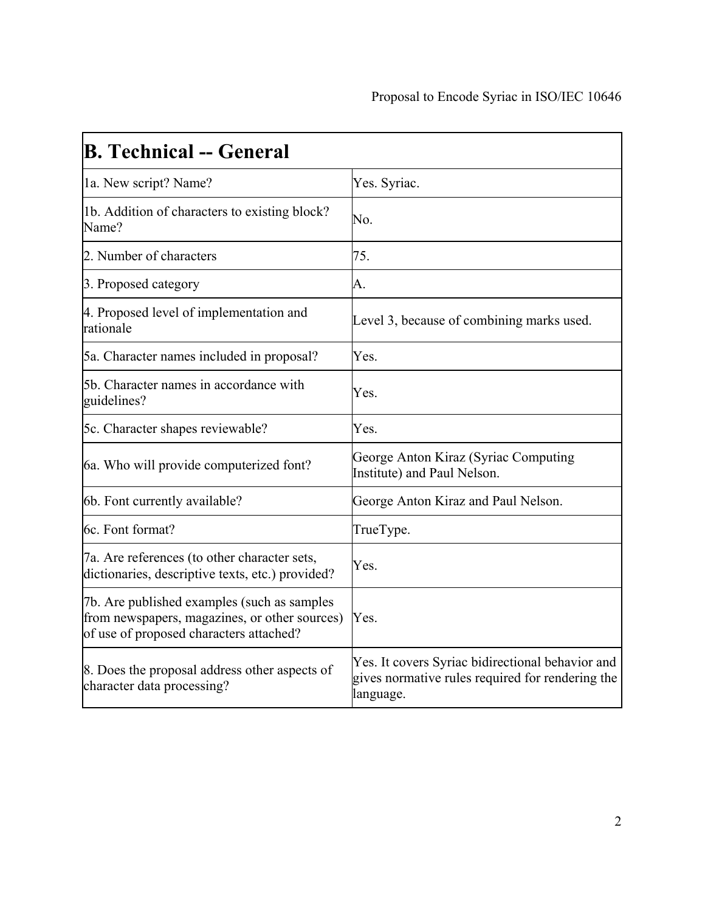| B. Technical -- General | |
|---|---|
| 1a. New script? Name? | Yes. Syriac. |
| 1b. Addition of characters to existing block? Name? | No. |
| 2. Number of characters | 75. |
| 3. Proposed category | A. |
| 4. Proposed level of implementation and rationale | Level 3, because of combining marks used. |
| 5a. Character names included in proposal? | Yes. |
| 5b. Character names in accordance with guidelines? | Yes. |
| 5c. Character shapes reviewable? | Yes. |
| 6a. Who will provide computerized font? | George Anton Kiraz (Syriac Computing Institute) and Paul Nelson. |
| 6b. Font currently available? | George Anton Kiraz and Paul Nelson. |
| 6c. Font format? | TrueType. |
| 7a. Are references (to other character sets, dictionaries, descriptive texts, etc.) provided? | Yes. |
| 7b. Are published examples (such as samples from newspapers, magazines, or other sources) of use of proposed characters attached? | Yes. |
| 8. Does the proposal address other aspects of character data processing? | Yes. It covers Syriac bidirectional behavior and gives normative rules required for rendering the language. |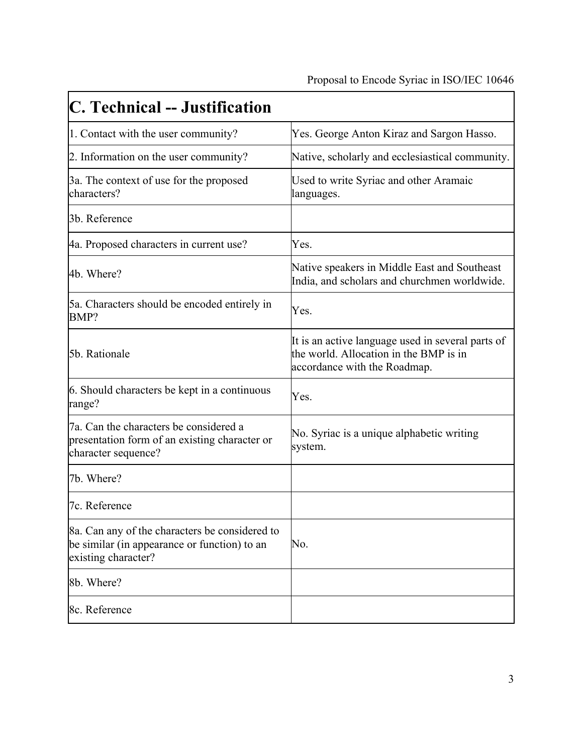| C. Technical -- Justification | |
|---|---|
| 1. Contact with the user community? | Yes. George Anton Kiraz and Sargon Hasso. |
| 2. Information on the user community? | Native, scholarly and ecclesiastical community. |
| 3a. The context of use for the proposed characters? | Used to write Syriac and other Aramaic languages. |
| 3b. Reference | |
| 4a. Proposed characters in current use? | Yes. |
| 4b. Where? | Native speakers in Middle East and Southeast India, and scholars and churchmen worldwide. |
| 5a. Characters should be encoded entirely in BMP? | Yes. |
| 5b. Rationale | It is an active language used in several parts of the world. Allocation in the BMP is in accordance with the Roadmap. |
| 6. Should characters be kept in a continuous range? | Yes. |
| 7a. Can the characters be considered a presentation form of an existing character or character sequence? | No. Syriac is a unique alphabetic writing system. |
| 7b. Where? | |
| 7c. Reference | |
| 8a. Can any of the characters be considered to be similar (in appearance or function) to an existing character? | No. |
| 8b. Where? | |
| 8c. Reference | |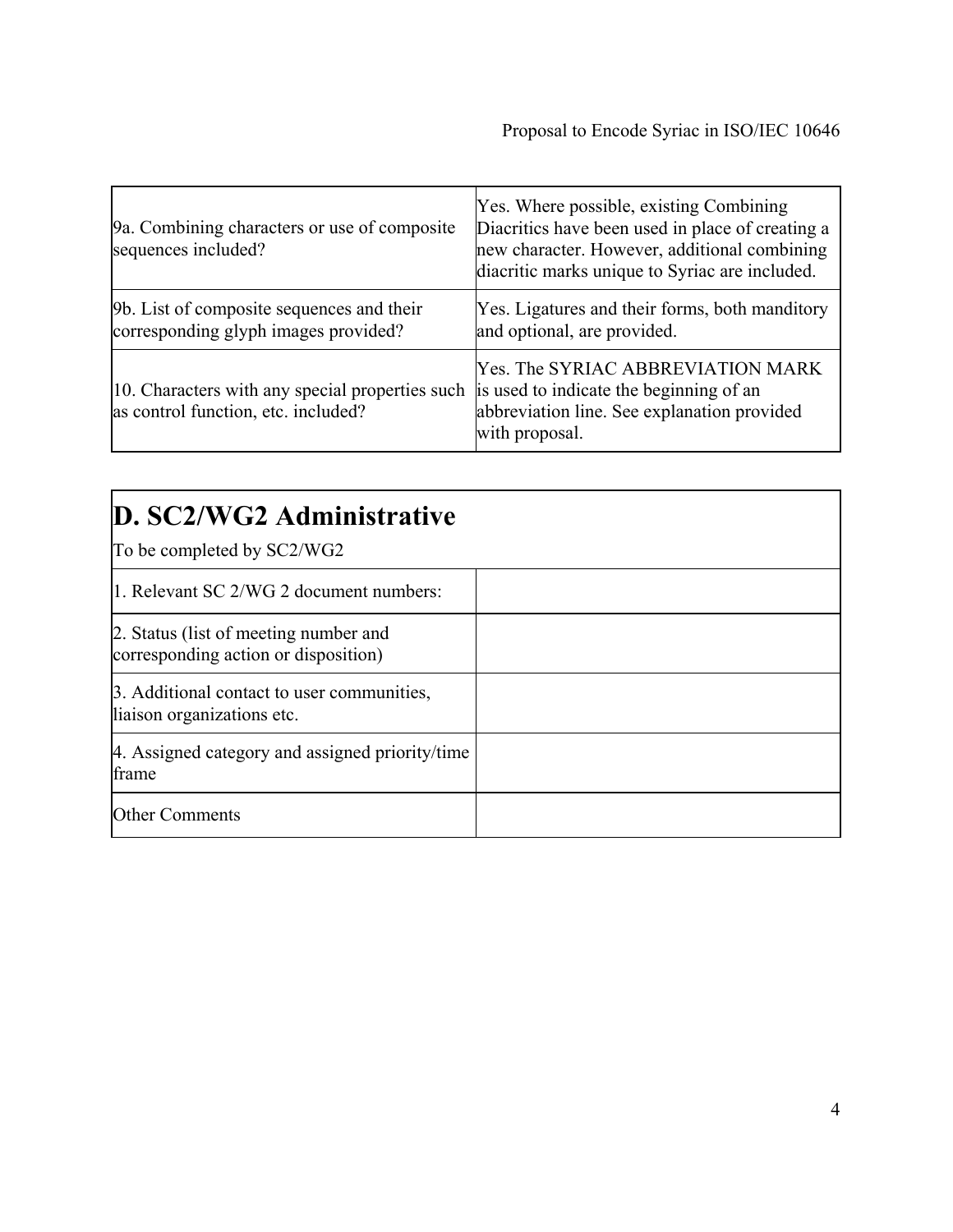| | |
|---|---|
| 9a. Combining characters or use of composite sequences included? | Yes. Where possible, existing Combining Diacritics have been used in place of creating a new character. However, additional combining diacritic marks unique to Syriac are included. |
| 9b. List of composite sequences and their corresponding glyph images provided? | Yes. Ligatures and their forms, both manditory and optional, are provided. |
| 10. Characters with any special properties such as control function, etc. included? | Yes. The SYRIAC ABBREVIATION MARK is used to indicate the beginning of an abbreviation line. See explanation provided with proposal. |

## D. SC2/WG2 Administrative

To be completed by SC2/WG2

| | |
|---|---|
| 1. Relevant SC 2/WG 2 document numbers: | |
| 2. Status (list of meeting number and corresponding action or disposition) | |
| 3. Additional contact to user communities, liaison organizations etc. | |
| 4. Assigned category and assigned priority/time frame | |
| Other Comments | |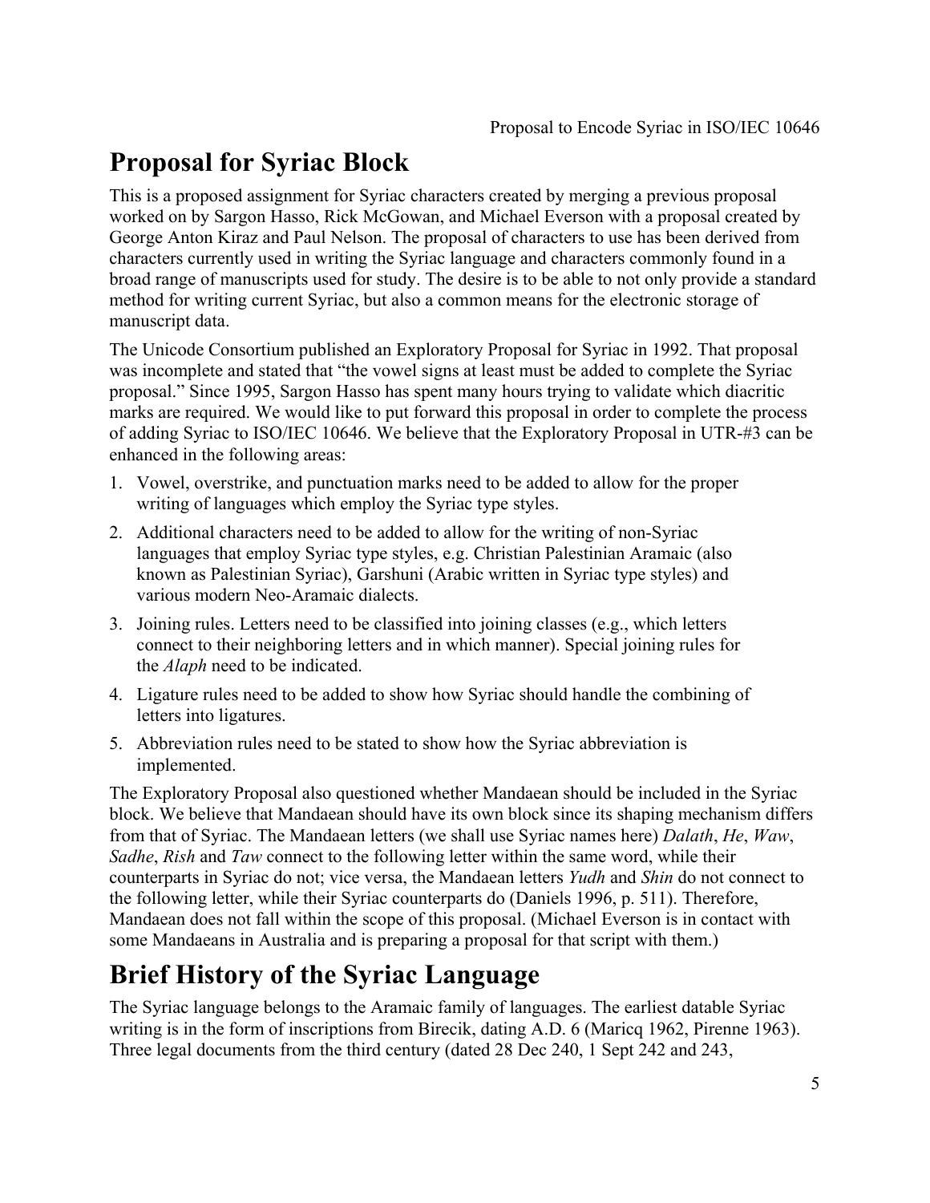# Proposal for Syriac Block

This is a proposed assignment for Syriac characters created by merging a previous proposal worked on by Sargon Hasso, Rick McGowan, and Michael Everson with a proposal created by George Anton Kiraz and Paul Nelson. The proposal of characters to use has been derived from characters currently used in writing the Syriac language and characters commonly found in a broad range of manuscripts used for study. The desire is to be able to not only provide a standard method for writing current Syriac, but also a common means for the electronic storage of manuscript data.

The Unicode Consortium published an Exploratory Proposal for Syriac in 1992. That proposal was incomplete and stated that "the vowel signs at least must be added to complete the Syriac proposal." Since 1995, Sargon Hasso has spent many hours trying to validate which diacritic marks are required. We would like to put forward this proposal in order to complete the process of adding Syriac to ISO/IEC 10646. We believe that the Exploratory Proposal in UTR-#3 can be enhanced in the following areas:

1. Vowel, overstrike, and punctuation marks need to be added to allow for the proper writing of languages which employ the Syriac type styles.
2. Additional characters need to be added to allow for the writing of non-Syriac languages that employ Syriac type styles, e.g. Christian Palestinian Aramaic (also known as Palestinian Syriac), Garshuni (Arabic written in Syriac type styles) and various modern Neo-Aramaic dialects.
3. Joining rules. Letters need to be classified into joining classes (e.g., which letters connect to their neighboring letters and in which manner). Special joining rules for the *Alaph* need to be indicated.
4. Ligature rules need to be added to show how Syriac should handle the combining of letters into ligatures.
5. Abbreviation rules need to be stated to show how the Syriac abbreviation is implemented.

The Exploratory Proposal also questioned whether Mandaean should be included in the Syriac block. We believe that Mandaean should have its own block since its shaping mechanism differs from that of Syriac. The Mandaean letters (we shall use Syriac names here) *Dalath*, *He*, *Waw*, *Sadhe*, *Rish* and *Taw* connect to the following letter within the same word, while their counterparts in Syriac do not; vice versa, the Mandaean letters *Yudh* and *Shin* do not connect to the following letter, while their Syriac counterparts do (Daniels 1996, p. 511). Therefore, Mandaean does not fall within the scope of this proposal. (Michael Everson is in contact with some Mandaeans in Australia and is preparing a proposal for that script with them.)

# Brief History of the Syriac Language

The Syriac language belongs to the Aramaic family of languages. The earliest datable Syriac writing is in the form of inscriptions from Birecik, dating A.D. 6 (Maricq 1962, Pirenne 1963). Three legal documents from the third century (dated 28 Dec 240, 1 Sept 242 and 243,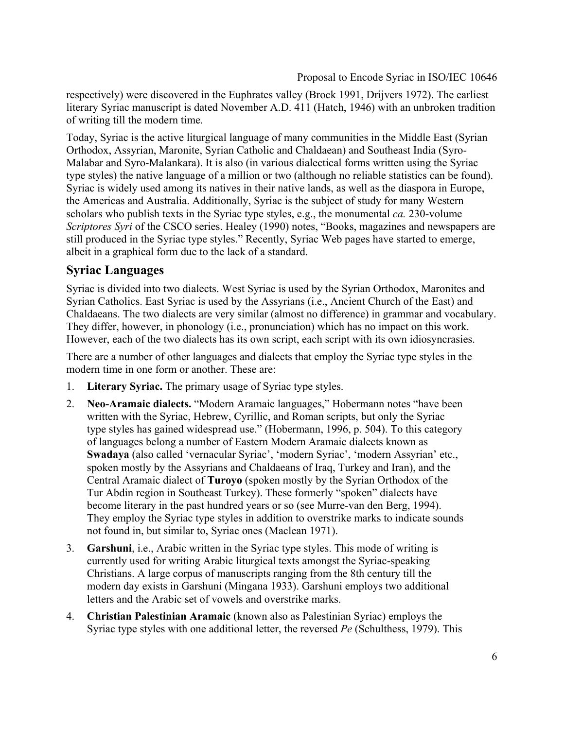respectively) were discovered in the Euphrates valley (Brock 1991, Drijvers 1972). The earliest literary Syriac manuscript is dated November A.D. 411 (Hatch, 1946) with an unbroken tradition of writing till the modern time.

Today, Syriac is the active liturgical language of many communities in the Middle East (Syrian Orthodox, Assyrian, Maronite, Syrian Catholic and Chaldaean) and Southeast India (Syro-Malabar and Syro-Malankara). It is also (in various dialectical forms written using the Syriac type styles) the native language of a million or two (although no reliable statistics can be found). Syriac is widely used among its natives in their native lands, as well as the diaspora in Europe, the Americas and Australia. Additionally, Syriac is the subject of study for many Western scholars who publish texts in the Syriac type styles, e.g., the monumental *ca.* 230-volume *Scriptores Syri* of the CSCO series. Healey (1990) notes, "Books, magazines and newspapers are still produced in the Syriac type styles." Recently, Syriac Web pages have started to emerge, albeit in a graphical form due to the lack of a standard.

## Syriac Languages

Syriac is divided into two dialects. West Syriac is used by the Syrian Orthodox, Maronites and Syrian Catholics. East Syriac is used by the Assyrians (i.e., Ancient Church of the East) and Chaldaeans. The two dialects are very similar (almost no difference) in grammar and vocabulary. They differ, however, in phonology (i.e., pronunciation) which has no impact on this work. However, each of the two dialects has its own script, each script with its own idiosyncrasies.

There are a number of other languages and dialects that employ the Syriac type styles in the modern time in one form or another. These are:

1. **Literary Syriac.** The primary usage of Syriac type styles.
2. **Neo-Aramaic dialects.** "Modern Aramaic languages," Hobermann notes "have been written with the Syriac, Hebrew, Cyrillic, and Roman scripts, but only the Syriac type styles has gained widespread use." (Hobermann, 1996, p. 504). To this category of languages belong a number of Eastern Modern Aramaic dialects known as **Swadaya** (also called 'vernacular Syriac', 'modern Syriac', 'modern Assyrian' etc., spoken mostly by the Assyrians and Chaldaeans of Iraq, Turkey and Iran), and the Central Aramaic dialect of **Turoyo** (spoken mostly by the Syrian Orthodox of the Tur Abdin region in Southeast Turkey). These formerly "spoken" dialects have become literary in the past hundred years or so (see Murre-van den Berg, 1994). They employ the Syriac type styles in addition to overstrike marks to indicate sounds not found in, but similar to, Syriac ones (Maclean 1971).
3. **Garshuni**, i.e., Arabic written in the Syriac type styles. This mode of writing is currently used for writing Arabic liturgical texts amongst the Syriac-speaking Christians. A large corpus of manuscripts ranging from the 8th century till the modern day exists in Garshuni (Mingana 1933). Garshuni employs two additional letters and the Arabic set of vowels and overstrike marks.
4. **Christian Palestinian Aramaic** (known also as Palestinian Syriac) employs the Syriac type styles with one additional letter, the reversed *Pe* (Schulthess, 1979). This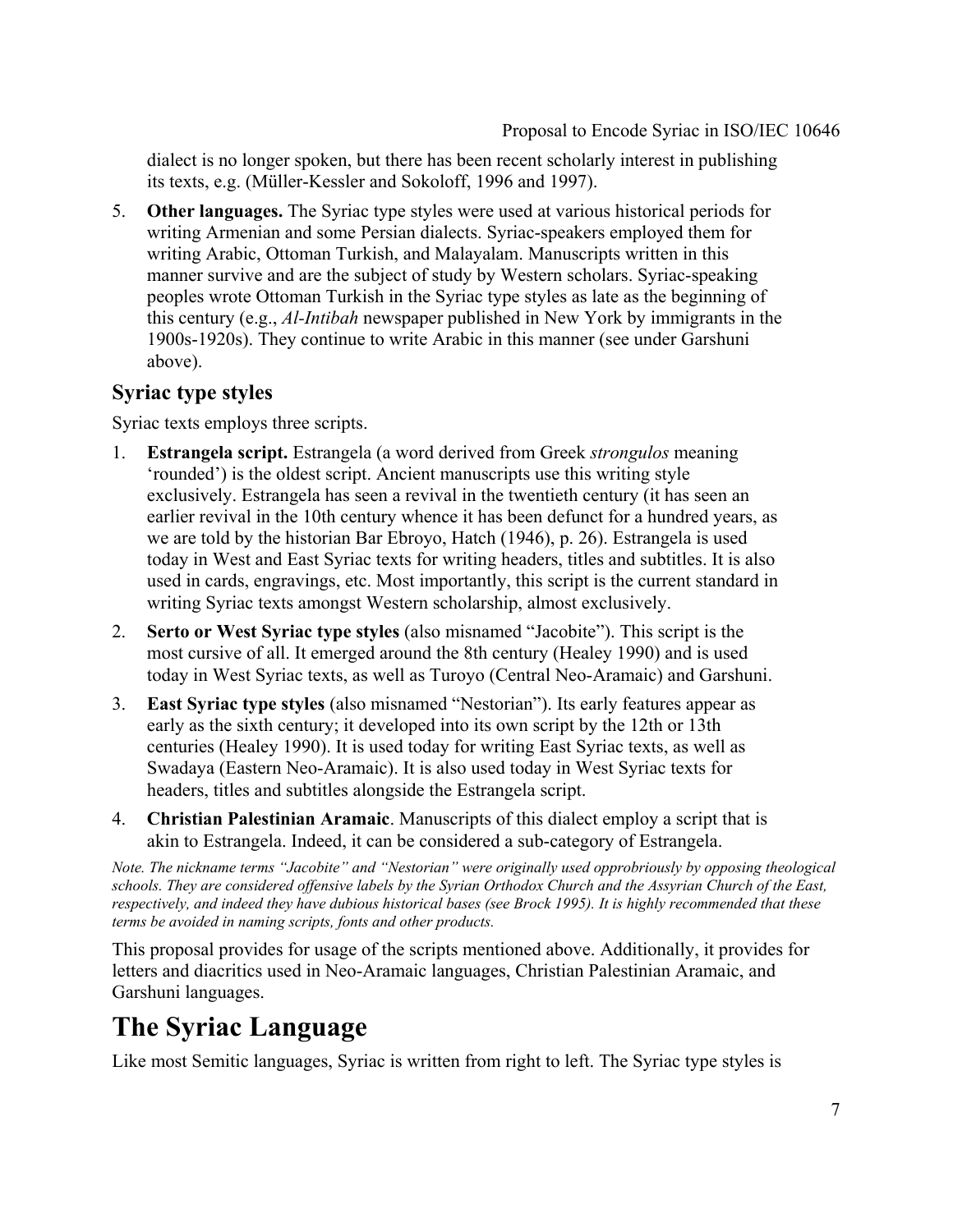dialect is no longer spoken, but there has been recent scholarly interest in publishing its texts, e.g. (Müller-Kessler and Sokoloff, 1996 and 1997).

5. **Other languages.** The Syriac type styles were used at various historical periods for writing Armenian and some Persian dialects. Syriac-speakers employed them for writing Arabic, Ottoman Turkish, and Malayalam. Manuscripts written in this manner survive and are the subject of study by Western scholars. Syriac-speaking peoples wrote Ottoman Turkish in the Syriac type styles as late as the beginning of this century (e.g., *Al-Intibah* newspaper published in New York by immigrants in the 1900s-1920s). They continue to write Arabic in this manner (see under Garshuni above).

## Syriac type styles

Syriac texts employs three scripts.

1. **Estrangela script.** Estrangela (a word derived from Greek *strongulos* meaning 'rounded') is the oldest script. Ancient manuscripts use this writing style exclusively. Estrangela has seen a revival in the twentieth century (it has seen an earlier revival in the 10th century whence it has been defunct for a hundred years, as we are told by the historian Bar Ebroyo, Hatch (1946), p. 26). Estrangela is used today in West and East Syriac texts for writing headers, titles and subtitles. It is also used in cards, engravings, etc. Most importantly, this script is the current standard in writing Syriac texts amongst Western scholarship, almost exclusively.
2. **Serto or West Syriac type styles** (also misnamed "Jacobite"). This script is the most cursive of all. It emerged around the 8th century (Healey 1990) and is used today in West Syriac texts, as well as Turoyo (Central Neo-Aramaic) and Garshuni.
3. **East Syriac type styles** (also misnamed "Nestorian"). Its early features appear as early as the sixth century; it developed into its own script by the 12th or 13th centuries (Healey 1990). It is used today for writing East Syriac texts, as well as Swadaya (Eastern Neo-Aramaic). It is also used today in West Syriac texts for headers, titles and subtitles alongside the Estrangela script.
4. **Christian Palestinian Aramaic**. Manuscripts of this dialect employ a script that is akin to Estrangela. Indeed, it can be considered a sub-category of Estrangela.

*Note. The nickname terms "Jacobite" and "Nestorian" were originally used opprobriously by opposing theological schools. They are considered offensive labels by the Syrian Orthodox Church and the Assyrian Church of the East, respectively, and indeed they have dubious historical bases (see Brock 1995). It is highly recommended that these terms be avoided in naming scripts, fonts and other products.*

This proposal provides for usage of the scripts mentioned above. Additionally, it provides for letters and diacritics used in Neo-Aramaic languages, Christian Palestinian Aramaic, and Garshuni languages.

# The Syriac Language

Like most Semitic languages, Syriac is written from right to left. The Syriac type styles is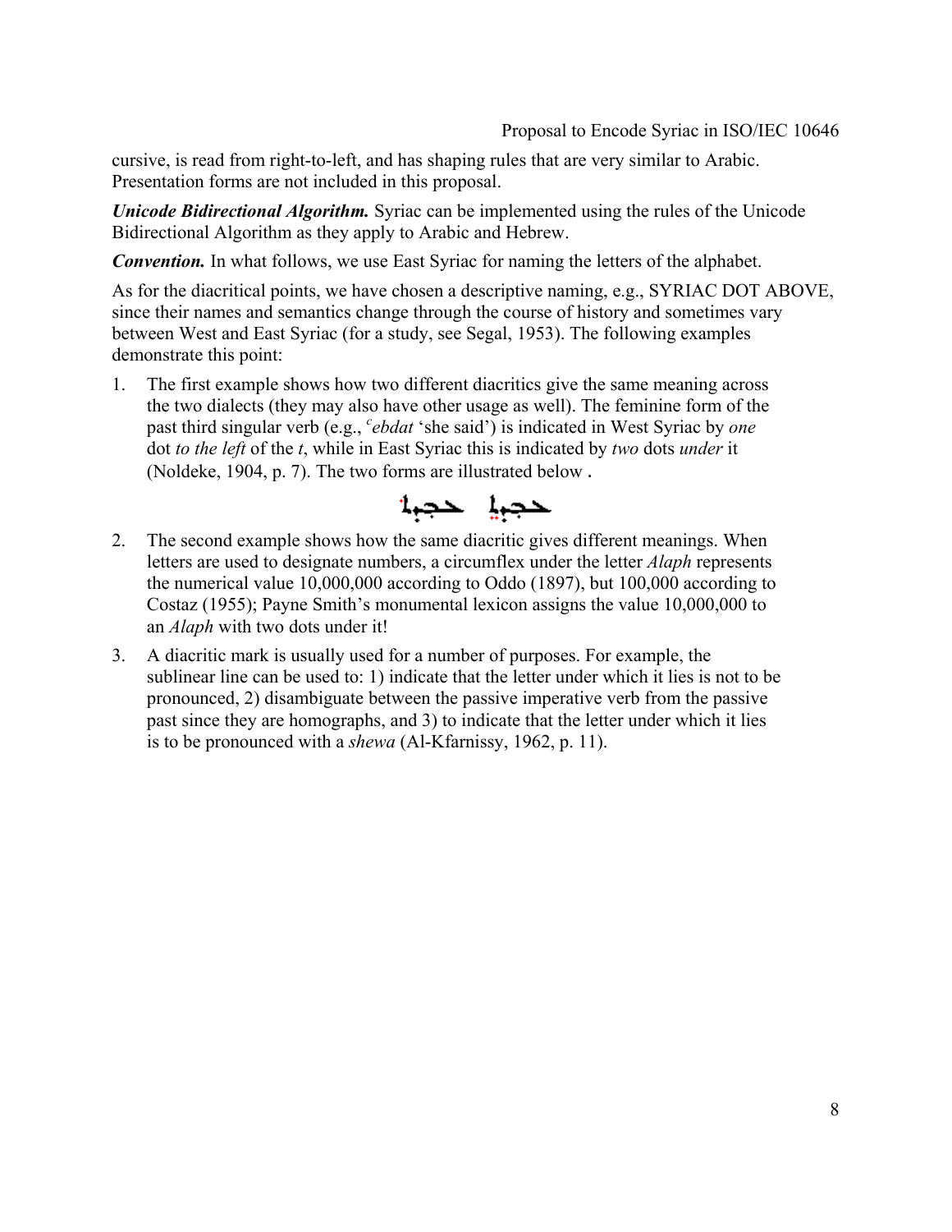cursive, is read from right-to-left, and has shaping rules that are very similar to Arabic. Presentation forms are not included in this proposal.

***Unicode Bidirectional Algorithm.*** Syriac can be implemented using the rules of the Unicode Bidirectional Algorithm as they apply to Arabic and Hebrew.

***Convention.*** In what follows, we use East Syriac for naming the letters of the alphabet.

As for the diacritical points, we have chosen a descriptive naming, e.g., SYRIAC DOT ABOVE, since their names and semantics change through the course of history and sometimes vary between West and East Syriac (for a study, see Segal, 1953). The following examples demonstrate this point:

1. The first example shows how two different diacritics give the same meaning across the two dialects (they may also have other usage as well). The feminine form of the past third singular verb (e.g., *ᶜebdat* 'she said') is indicated in West Syriac by *one* dot *to the left* of the *t*, while in East Syriac this is indicated by *two* dots *under* it (Noldeke, 1904, p. 7). The two forms are illustrated below .

   ܥܒܕܬ ܥܒܕܬ

2. The second example shows how the same diacritic gives different meanings. When letters are used to designate numbers, a circumflex under the letter *Alaph* represents the numerical value 10,000,000 according to Oddo (1897), but 100,000 according to Costaz (1955); Payne Smith's monumental lexicon assigns the value 10,000,000 to an *Alaph* with two dots under it!

3. A diacritic mark is usually used for a number of purposes. For example, the sublinear line can be used to: 1) indicate that the letter under which it lies is not to be pronounced, 2) disambiguate between the passive imperative verb from the passive past since they are homographs, and 3) to indicate that the letter under which it lies is to be pronounced with a *shewa* (Al-Kfarnissy, 1962, p. 11).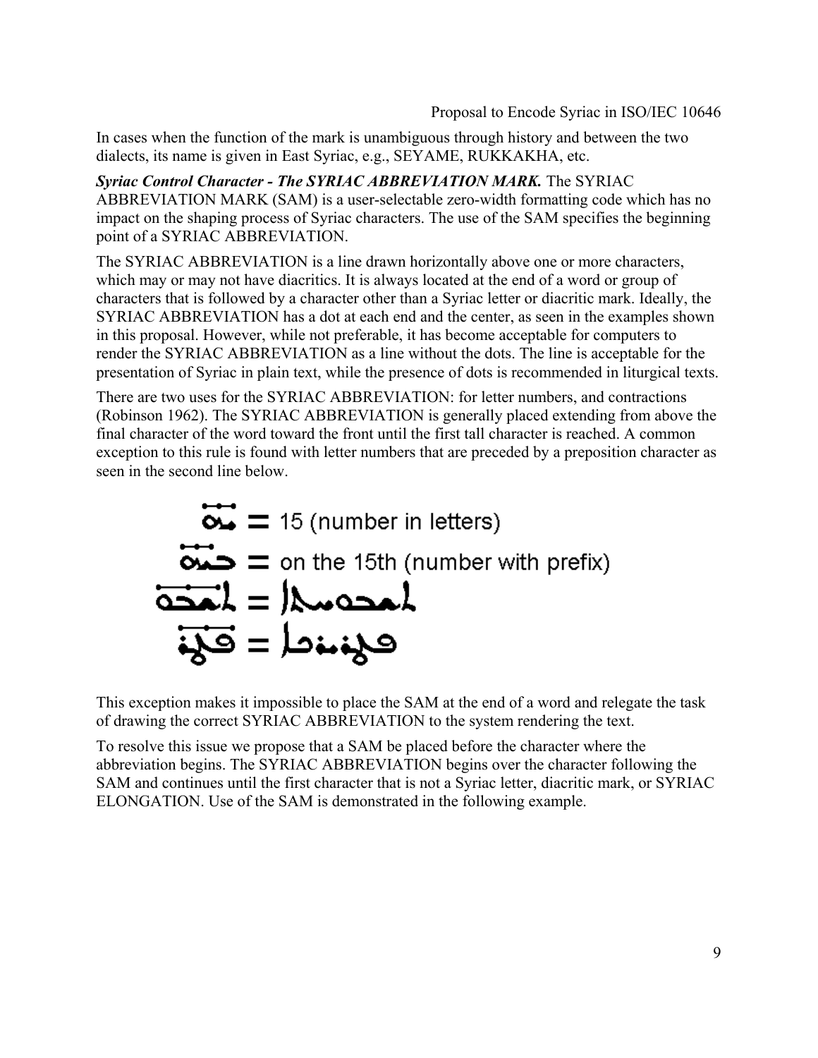In cases when the function of the mark is unambiguous through history and between the two dialects, its name is given in East Syriac, e.g., SEYAME, RUKKAKHA, etc.

***Syriac Control Character - The SYRIAC ABBREVIATION MARK.*** The SYRIAC ABBREVIATION MARK (SAM) is a user-selectable zero-width formatting code which has no impact on the shaping process of Syriac characters. The use of the SAM specifies the beginning point of a SYRIAC ABBREVIATION.

The SYRIAC ABBREVIATION is a line drawn horizontally above one or more characters, which may or may not have diacritics. It is always located at the end of a word or group of characters that is followed by a character other than a Syriac letter or diacritic mark. Ideally, the SYRIAC ABBREVIATION has a dot at each end and the center, as seen in the examples shown in this proposal. However, while not preferable, it has become acceptable for computers to render the SYRIAC ABBREVIATION as a line without the dots. The line is acceptable for the presentation of Syriac in plain text, while the presence of dots is recommended in liturgical texts.

There are two uses for the SYRIAC ABBREVIATION: for letter numbers, and contractions (Robinson 1962). The SYRIAC ABBREVIATION is generally placed extending from above the final character of the word toward the front until the first tall character is reached. A common exception to this rule is found with letter numbers that are preceded by a preposition character as seen in the second line below.

ܝܗ = 15 (number in letters)

ܒܝܗ = on the 15th (number with prefix)

ܠܡܫ = ܠܡܫܝܚܐ

ܦܪܩ = ܦܘܪܩܢܐ

This exception makes it impossible to place the SAM at the end of a word and relegate the task of drawing the correct SYRIAC ABBREVIATION to the system rendering the text.

To resolve this issue we propose that a SAM be placed before the character where the abbreviation begins. The SYRIAC ABBREVIATION begins over the character following the SAM and continues until the first character that is not a Syriac letter, diacritic mark, or SYRIAC ELONGATION. Use of the SAM is demonstrated in the following example.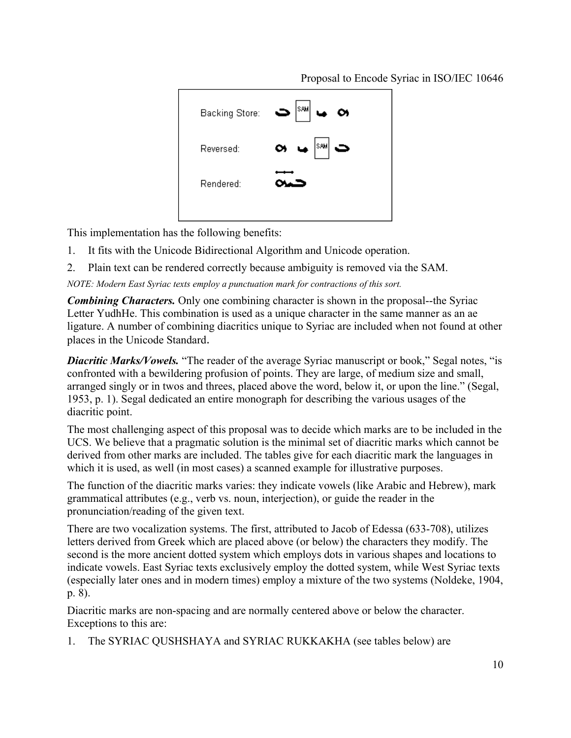Backing Store:

Reversed:

Rendered:

This implementation has the following benefits:

1. It fits with the Unicode Bidirectional Algorithm and Unicode operation.
2. Plain text can be rendered correctly because ambiguity is removed via the SAM.

*NOTE: Modern East Syriac texts employ a punctuation mark for contractions of this sort.*

***Combining Characters.*** Only one combining character is shown in the proposal--the Syriac Letter YudhHe. This combination is used as a unique character in the same manner as an ae ligature. A number of combining diacritics unique to Syriac are included when not found at other places in the Unicode Standard**.**

***Diacritic Marks/Vowels.*** "The reader of the average Syriac manuscript or book," Segal notes, "is confronted with a bewildering profusion of points. They are large, of medium size and small, arranged singly or in twos and threes, placed above the word, below it, or upon the line." (Segal, 1953, p. 1). Segal dedicated an entire monograph for describing the various usages of the diacritic point.

The most challenging aspect of this proposal was to decide which marks are to be included in the UCS. We believe that a pragmatic solution is the minimal set of diacritic marks which cannot be derived from other marks are included. The tables give for each diacritic mark the languages in which it is used, as well (in most cases) a scanned example for illustrative purposes.

The function of the diacritic marks varies: they indicate vowels (like Arabic and Hebrew), mark grammatical attributes (e.g., verb vs. noun, interjection), or guide the reader in the pronunciation/reading of the given text.

There are two vocalization systems. The first, attributed to Jacob of Edessa (633-708), utilizes letters derived from Greek which are placed above (or below) the characters they modify. The second is the more ancient dotted system which employs dots in various shapes and locations to indicate vowels. East Syriac texts exclusively employ the dotted system, while West Syriac texts (especially later ones and in modern times) employ a mixture of the two systems (Noldeke, 1904, p. 8).

Diacritic marks are non-spacing and are normally centered above or below the character. Exceptions to this are:

1. The SYRIAC QUSHSHAYA and SYRIAC RUKKAKHA (see tables below) are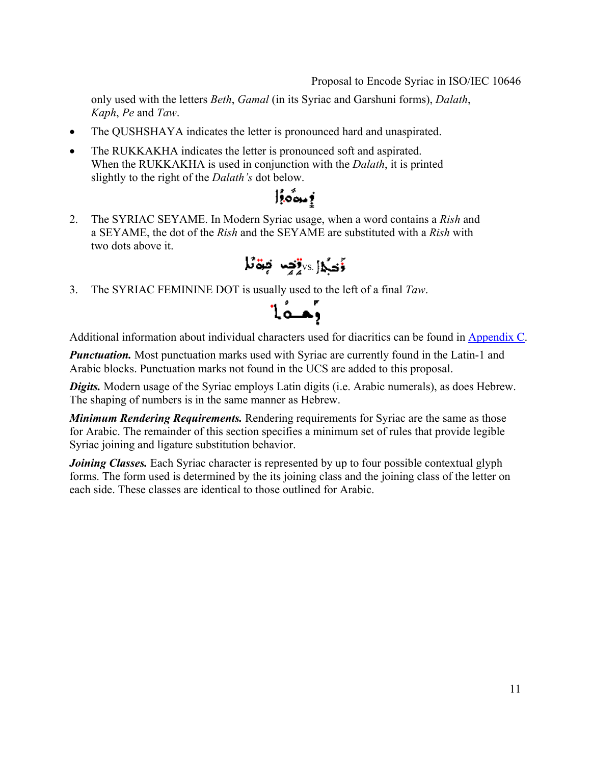only used with the letters *Beth*, *Gamal* (in its Syriac and Garshuni forms), *Dalath*, *Kaph*, *Pe* and *Taw*.

- The QUSHSHAYA indicates the letter is pronounced hard and unaspirated.
- The RUKKAKHA indicates the letter is pronounced soft and aspirated. When the RUKKAKHA is used in conjunction with the *Dalath*, it is printed slightly to the right of the *Dalath's* dot below.

2. The SYRIAC SEYAME. In Modern Syriac usage, when a word contains a *Rish* and a SEYAME, the dot of the *Rish* and the SEYAME are substituted with a *Rish* with two dots above it.

   vs.

3. The SYRIAC FEMININE DOT is usually used to the left of a final *Taw*.

Additional information about individual characters used for diacritics can be found in Appendix C.

***Punctuation.*** Most punctuation marks used with Syriac are currently found in the Latin-1 and Arabic blocks. Punctuation marks not found in the UCS are added to this proposal.

***Digits.*** Modern usage of the Syriac employs Latin digits (i.e. Arabic numerals), as does Hebrew. The shaping of numbers is in the same manner as Hebrew.

***Minimum Rendering Requirements.*** Rendering requirements for Syriac are the same as those for Arabic. The remainder of this section specifies a minimum set of rules that provide legible Syriac joining and ligature substitution behavior.

***Joining Classes.*** Each Syriac character is represented by up to four possible contextual glyph forms. The form used is determined by the its joining class and the joining class of the letter on each side. These classes are identical to those outlined for Arabic.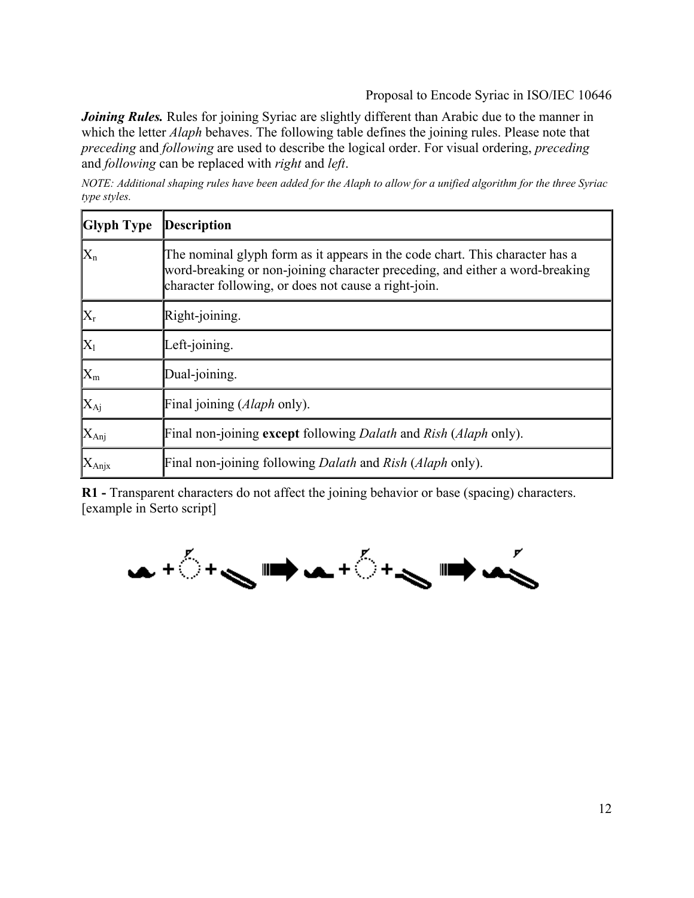***Joining Rules.*** Rules for joining Syriac are slightly different than Arabic due to the manner in which the letter *Alaph* behaves. The following table defines the joining rules. Please note that *preceding* and *following* are used to describe the logical order. For visual ordering, *preceding* and *following* can be replaced with *right* and *left*.

*NOTE: Additional shaping rules have been added for the Alaph to allow for a unified algorithm for the three Syriac type styles.*

| **Glyph Type** | **Description** |
|---|---|
| $X_n$ | The nominal glyph form as it appears in the code chart. This character has a word-breaking or non-joining character preceding, and either a word-breaking character following, or does not cause a right-join. |
| $X_r$ | Right-joining. |
| $X_l$ | Left-joining. |
| $X_m$ | Dual-joining. |
| $X_{Aj}$ | Final joining (*Alaph* only). |
| $X_{Anj}$ | Final non-joining **except** following *Dalath* and *Rish* (*Alaph* only). |
| $X_{Anjx}$ | Final non-joining following *Dalath* and *Rish* (*Alaph* only). |

**R1 -** Transparent characters do not affect the joining behavior or base (spacing) characters. [example in Serto script]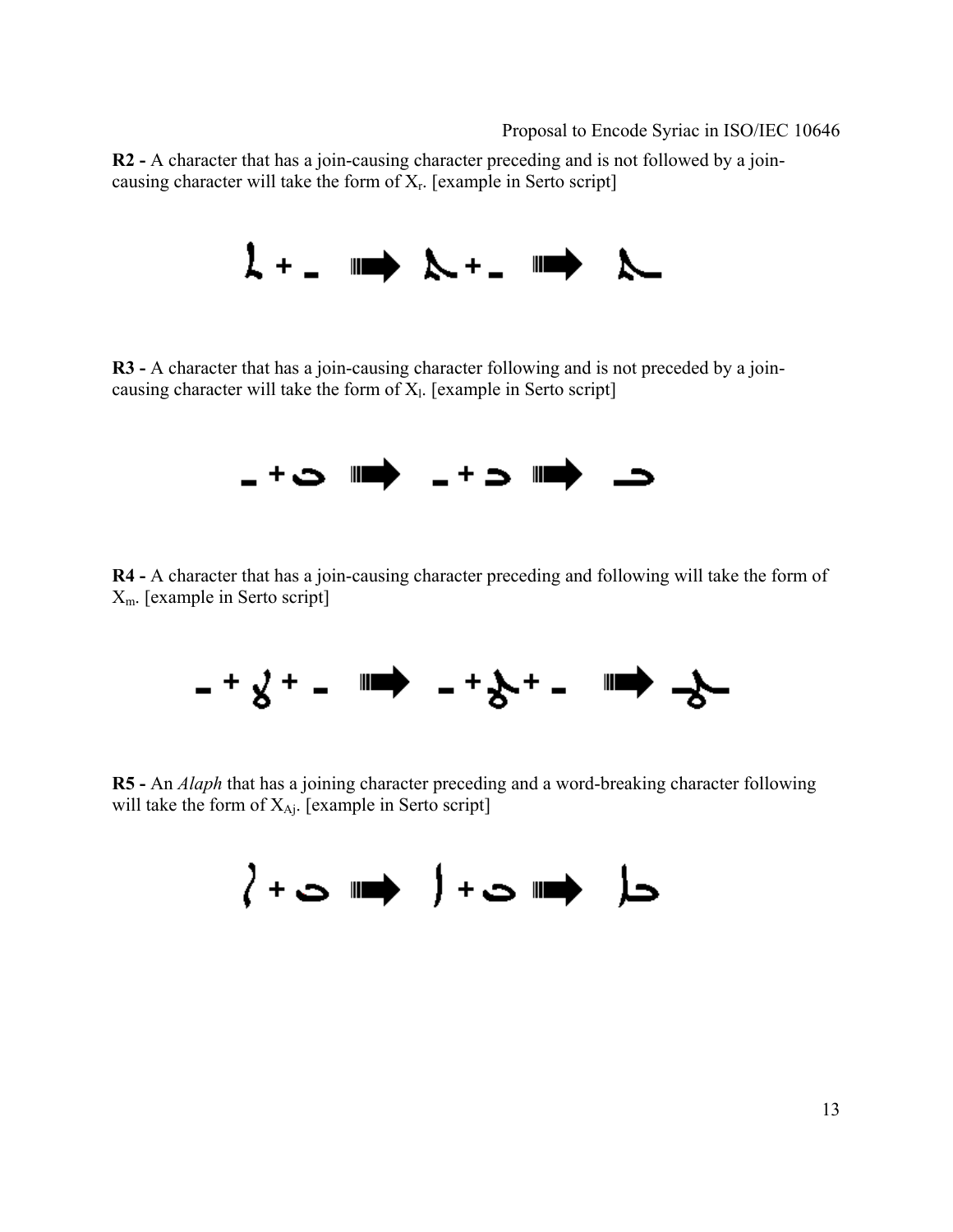**R2 -** A character that has a join-causing character preceding and is not followed by a join-causing character will take the form of $X_r$. [example in Serto script]

**R3 -** A character that has a join-causing character following and is not preceded by a join-causing character will take the form of $X_l$. [example in Serto script]

**R4 -** A character that has a join-causing character preceding and following will take the form of $X_m$. [example in Serto script]

**R5 -** An *Alaph* that has a joining character preceding and a word-breaking character following will take the form of $X_{Aj}$. [example in Serto script]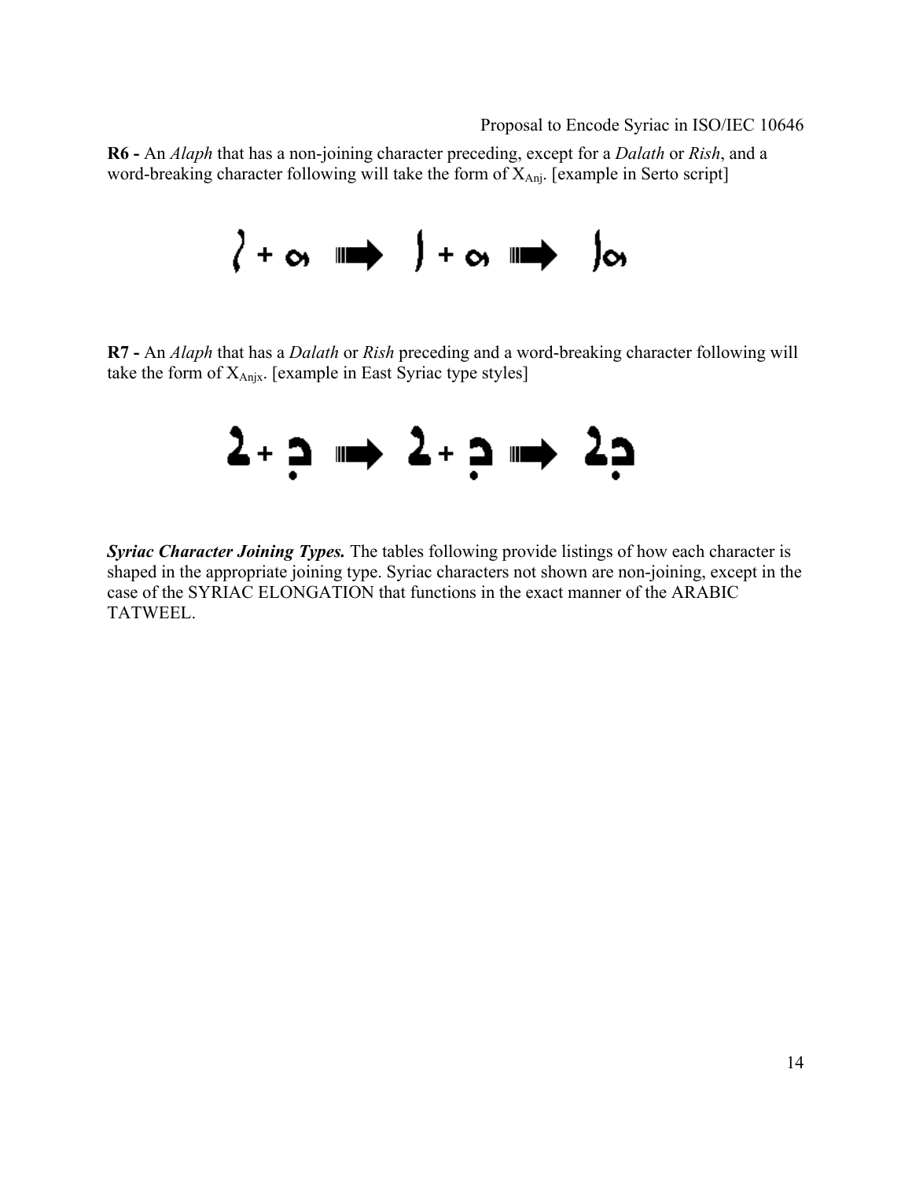**R6 -** An *Alaph* that has a non-joining character preceding, except for a *Dalath* or *Rish*, and a word-breaking character following will take the form of $X_{Anj}$. [example in Serto script]

**R7 -** An *Alaph* that has a *Dalath* or *Rish* preceding and a word-breaking character following will take the form of $X_{Anjx}$. [example in East Syriac type styles]

***Syriac Character Joining Types.*** The tables following provide listings of how each character is shaped in the appropriate joining type. Syriac characters not shown are non-joining, except in the case of the SYRIAC ELONGATION that functions in the exact manner of the ARABIC TATWEEL.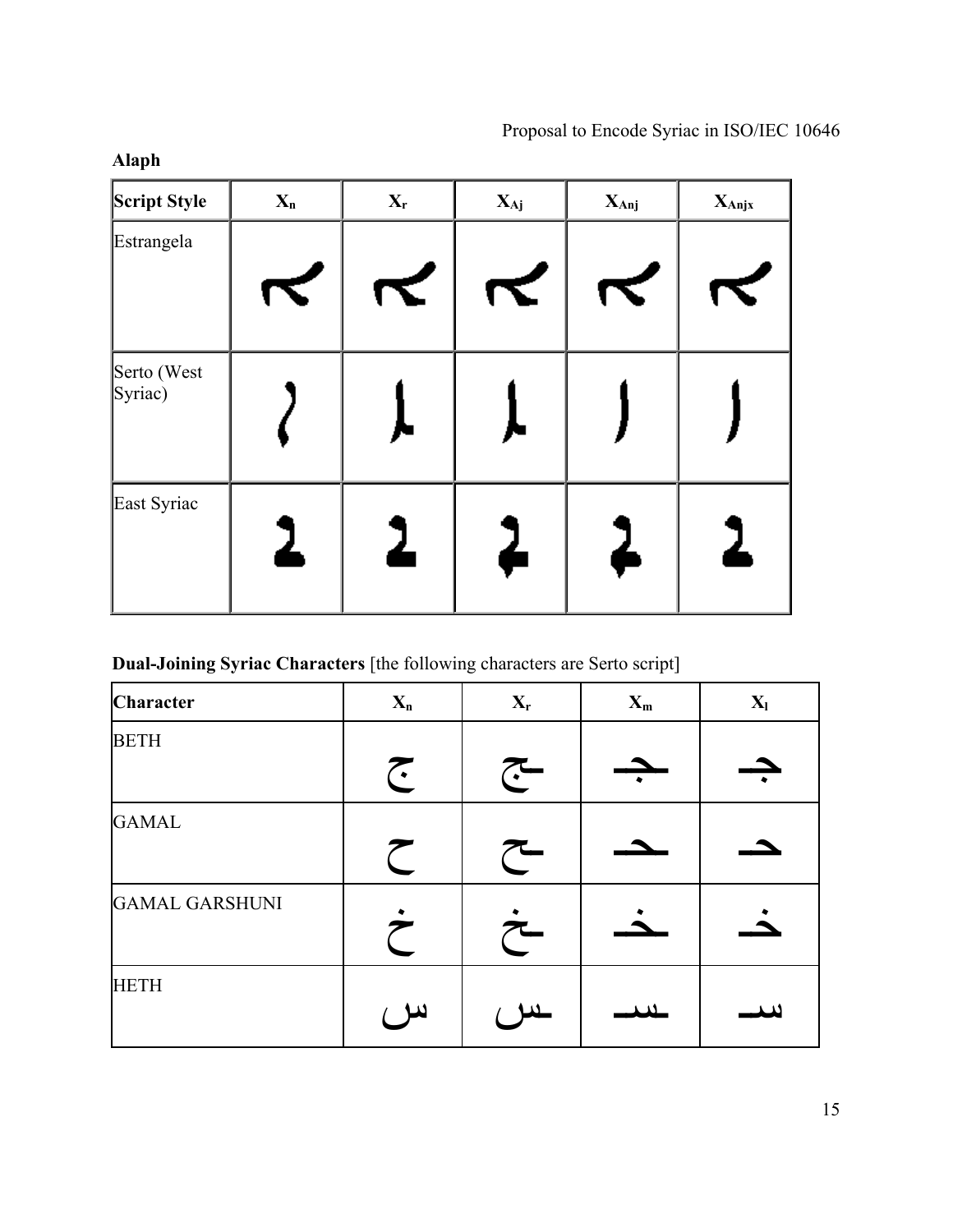**Alaph**

| Script Style | $X_n$ | $X_r$ | $X_{Aj}$ | $X_{Anj}$ | $X_{Anjx}$ |
|---|---|---|---|---|---|
| Estrangela | | | | | |
| Serto (West Syriac) | | | | | |
| East Syriac | | | | | |

**Dual-Joining Syriac Characters** [the following characters are Serto script]

| Character | $X_n$ | $X_r$ | $X_m$ | $X_l$ |
|---|---|---|---|---|
| BETH | ج | ـج | ـجـ | جـ |
| GAMAL | ح | ـح | ـحـ | حـ |
| GAMAL GARSHUNI | خ | ـخ | ـخـ | خـ |
| HETH | س | ـس | ـسـ | سـ |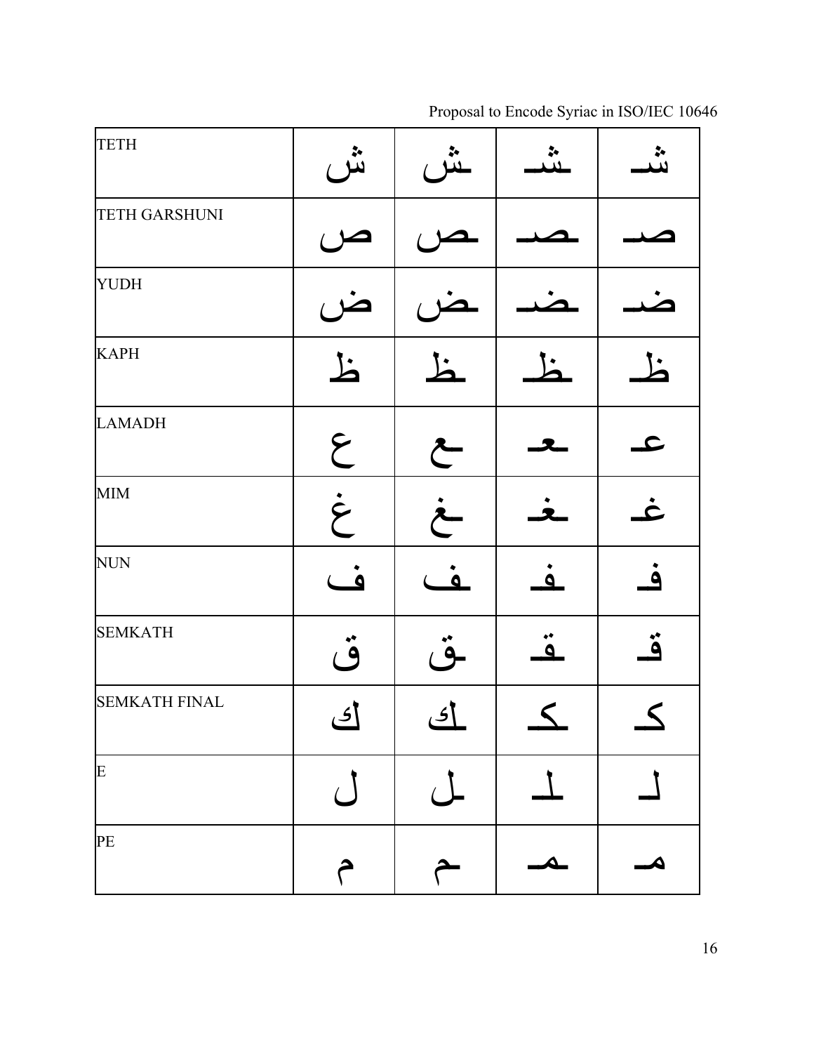| TETH | ش | ـش | ـشـ | شـ |
|---|---|---|---|---|
| TETH GARSHUNI | ص | ـص | ـصـ | صـ |
| YUDH | ض | ـض | ـضـ | ضـ |
| KAPH | ظ | ـظ | ـظـ | ظـ |
| LAMADH | ع | ـع | ـعـ | عـ |
| MIM | غ | ـغ | ـغـ | غـ |
| NUN | ف | ـف | ـفـ | فـ |
| SEMKATH | ق | ـق | ـقـ | قـ |
| SEMKATH FINAL | ك | ـك | ـكـ | كـ |
| E | ل | ـل | ـلـ | لـ |
| PE | م | ـم | ـمـ | مـ |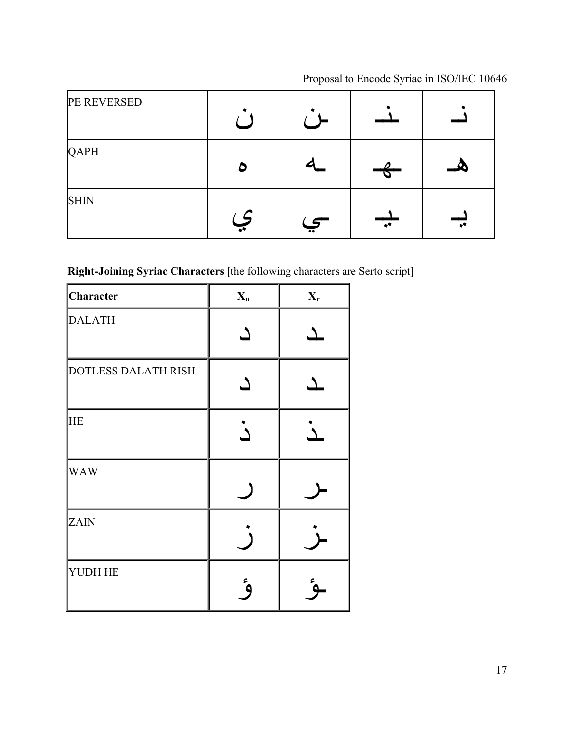| PE REVERSED | ن | ـن | ـنـ | نـ |
|---|---|---|---|---|
| QAPH | ه | ـه | ـهـ | هـ |
| SHIN | ي | ـي | ـيـ | يـ |

**Right-Joining Syriac Characters** [the following characters are Serto script]

| Character | $X_n$ | $X_r$ |
|---|---|---|
| DALATH | د | ـد |
| DOTLESS DALATH RISH | د | ـد |
| HE | ذ | ـذ |
| WAW | ر | ـر |
| ZAIN | ز | ـز |
| YUDH HE | ؤ | ـؤ |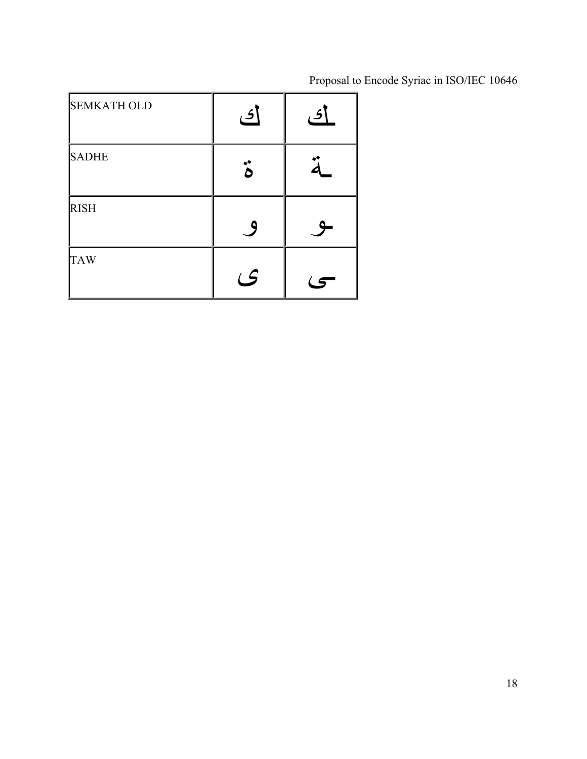| SEMKATH OLD | ك | ـك |
|---|---|---|
| SADHE | ة | ـة |
| RISH | و | ـو |
| TAW | ى | ـى |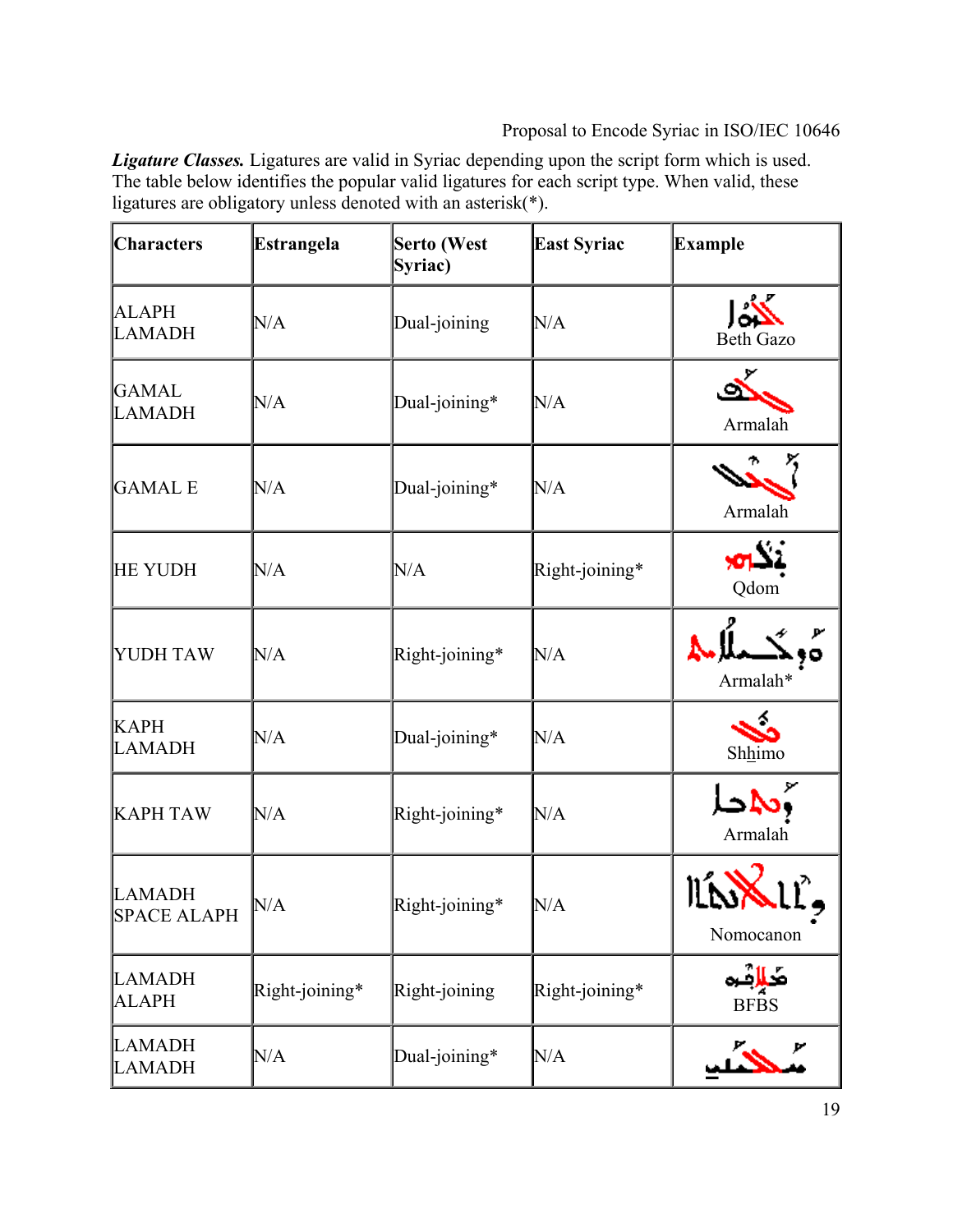***Ligature Classes.*** Ligatures are valid in Syriac depending upon the script form which is used. The table below identifies the popular valid ligatures for each script type. When valid, these ligatures are obligatory unless denoted with an asterisk(*).

| Characters | Estrangela | Serto (West Syriac) | East Syriac | Example |
|---|---|---|---|---|
| ALAPH LAMADH | N/A | Dual-joining | N/A | Beth Gazo |
| GAMAL LAMADH | N/A | Dual-joining* | N/A | Armalah |
| GAMAL E | N/A | Dual-joining* | N/A | Armalah |
| HE YUDH | N/A | N/A | Right-joining* | Qdom |
| YUDH TAW | N/A | Right-joining* | N/A | Armalah* |
| KAPH LAMADH | N/A | Dual-joining* | N/A | Shhimo |
| KAPH TAW | N/A | Right-joining* | N/A | Armalah |
| LAMADH SPACE ALAPH | N/A | Right-joining* | N/A | Nomocanon |
| LAMADH ALAPH | Right-joining* | Right-joining | Right-joining* | BFBS |
| LAMADH LAMADH | N/A | Dual-joining* | N/A | |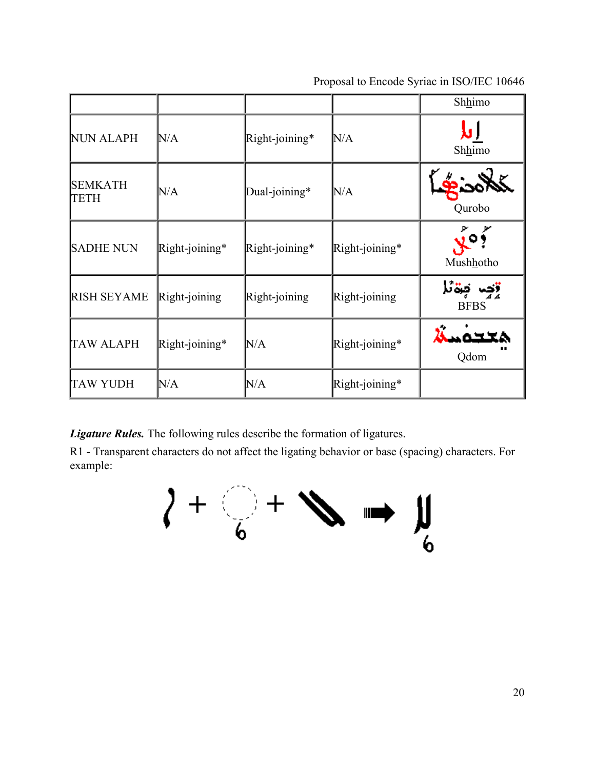| | | | | Shhimo |
|---|---|---|---|---|
| NUN ALAPH | N/A | Right-joining* | N/A | Shhimo |
| SEMKATH TETH | N/A | Dual-joining* | N/A | Qurobo |
| SADHE NUN | Right-joining* | Right-joining* | Right-joining* | Mushhotho |
| RISH SEYAME | Right-joining | Right-joining | Right-joining | BFBS |
| TAW ALAPH | Right-joining* | N/A | Right-joining* | Qdom |
| TAW YUDH | N/A | N/A | Right-joining* | |

***Ligature Rules.*** The following rules describe the formation of ligatures.

R1 - Transparent characters do not affect the ligating behavior or base (spacing) characters. For example: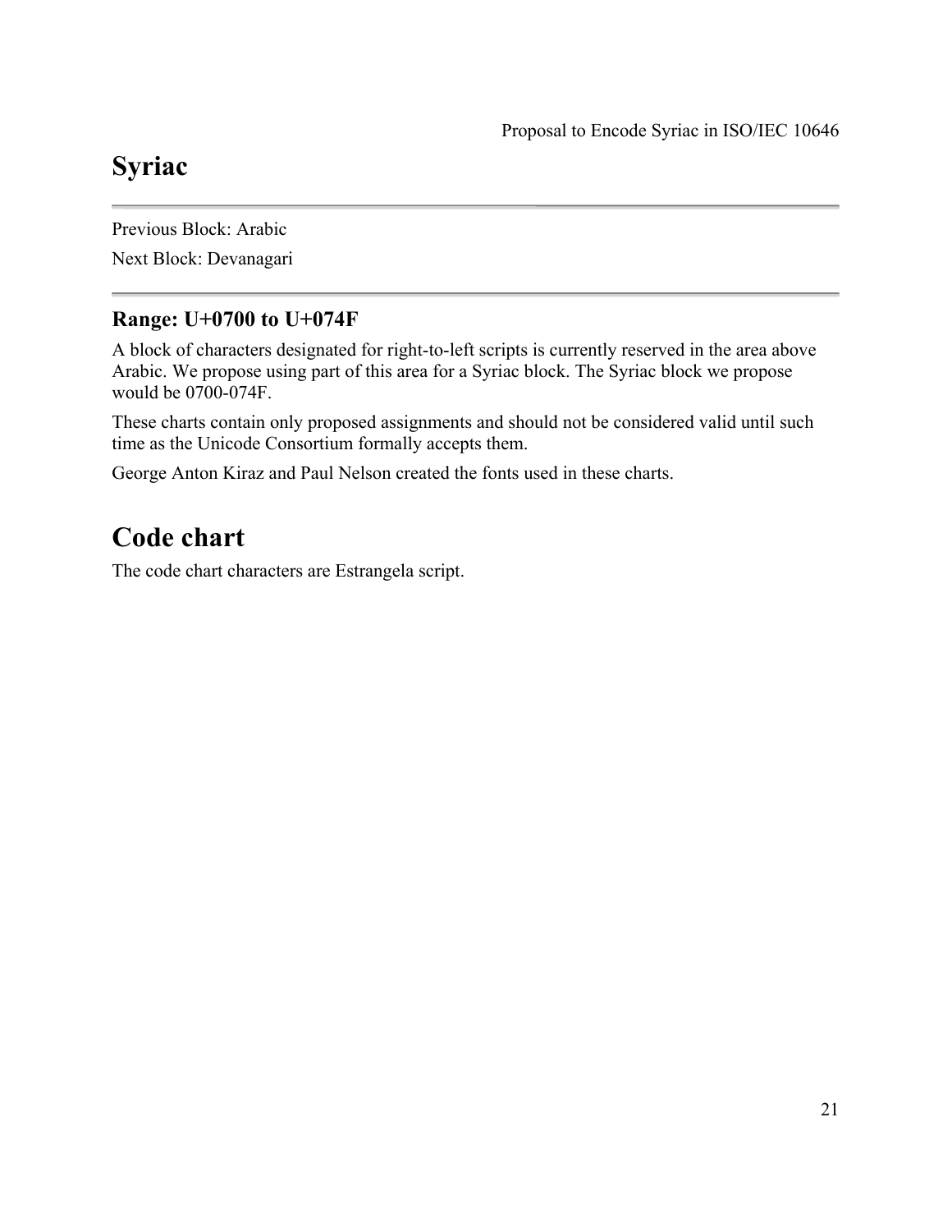# Syriac

---

Previous Block: Arabic

Next Block: Devanagari

---

### Range: U+0700 to U+074F

A block of characters designated for right-to-left scripts is currently reserved in the area above Arabic. We propose using part of this area for a Syriac block. The Syriac block we propose would be 0700-074F.

These charts contain only proposed assignments and should not be considered valid until such time as the Unicode Consortium formally accepts them.

George Anton Kiraz and Paul Nelson created the fonts used in these charts.

## Code chart

The code chart characters are Estrangela script.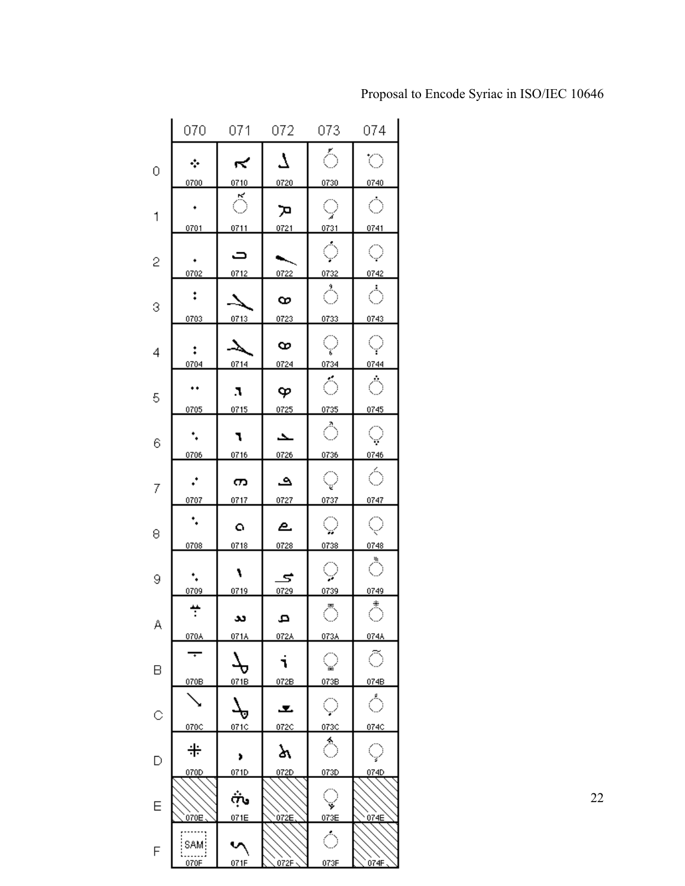|   | 070 | 071 | 072 | 073 | 074 |
|---|---|---|---|---|---|
| 0 | ܀ 0700 | ܐ 0710 | ܠ 0720 | ◌ܰ 0730 | ◌݀ 0740 |
| 1 | ܁ 0701 | ◌ܑ 0711 | ܡ 0721 | ◌ܱ 0731 | ◌݁ 0741 |
| 2 | ܂ 0702 | ܒ 0712 | ܢ 0722 | ◌ܲ 0732 | ◌݂ 0742 |
| 3 | ܃ 0703 | ܓ 0713 | ܣ 0723 | ◌ܳ 0733 | ◌݃ 0743 |
| 4 | ܄ 0704 | ܔ 0714 | ܤ 0724 | ◌ܴ 0734 | ◌݄ 0744 |
| 5 | ܅ 0705 | ܕ 0715 | ܥ 0725 | ◌ܵ 0735 | ◌݅ 0745 |
| 6 | ܆ 0706 | ܖ 0716 | ܦ 0726 | ◌ܶ 0736 | ◌݆ 0746 |
| 7 | ܇ 0707 | ܗ 0717 | ܧ 0727 | ◌ܷ 0737 | ◌݇ 0747 |
| 8 | ܈ 0708 | ܘ 0718 | ܨ 0728 | ◌ܸ 0738 | ◌݈ 0748 |
| 9 | ܉ 0709 | ܙ 0719 | ܩ 0729 | ◌ܹ 0739 | ◌݉ 0749 |
| A | ܊ 070A | ܚ 071A | ܪ 072A | ◌ܺ 073A | ◌݊ 074A |
| B | ܋ 070B | ܛ 071B | ܫ 072B | ◌ܻ 073B | 074B |
| C | ܌ 070C | ܜ 071C | ܬ 072C | ◌ܼ 073C | 074C |
| D | ܍ 070D | ܝ 071D | 072D | ◌ܽ 073D | 074D |
| E | 070E | ܞ 071E | 072E | ◌ܾ 073E | 074E |
| F | SAM 070F | ܟ 071F | 072F | ◌ܿ 073F | 074F |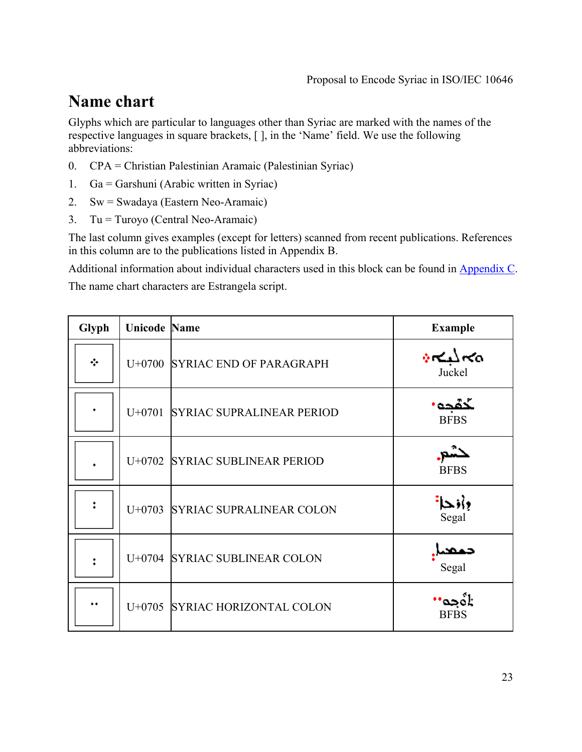## Name chart

Glyphs which are particular to languages other than Syriac are marked with the names of the respective languages in square brackets, [ ], in the 'Name' field. We use the following abbreviations:

0. CPA = Christian Palestinian Aramaic (Palestinian Syriac)
1. Ga = Garshuni (Arabic written in Syriac)
2. Sw = Swadaya (Eastern Neo-Aramaic)
3. Tu = Turoyo (Central Neo-Aramaic)

The last column gives examples (except for letters) scanned from recent publications. References in this column are to the publications listed in Appendix B.

Additional information about individual characters used in this block can be found in Appendix C.

The name chart characters are Estrangela script.

| Glyph | Unicode | Name | Example |
|---|---|---|---|
| ܀ | U+0700 | SYRIAC END OF PARAGRAPH | Juckel |
| ܁ | U+0701 | SYRIAC SUPRALINEAR PERIOD | BFBS |
| ܂ | U+0702 | SYRIAC SUBLINEAR PERIOD | BFBS |
| ܃ | U+0703 | SYRIAC SUPRALINEAR COLON | Segal |
| ܄ | U+0704 | SYRIAC SUBLINEAR COLON | Segal |
| ܅ | U+0705 | SYRIAC HORIZONTAL COLON | BFBS |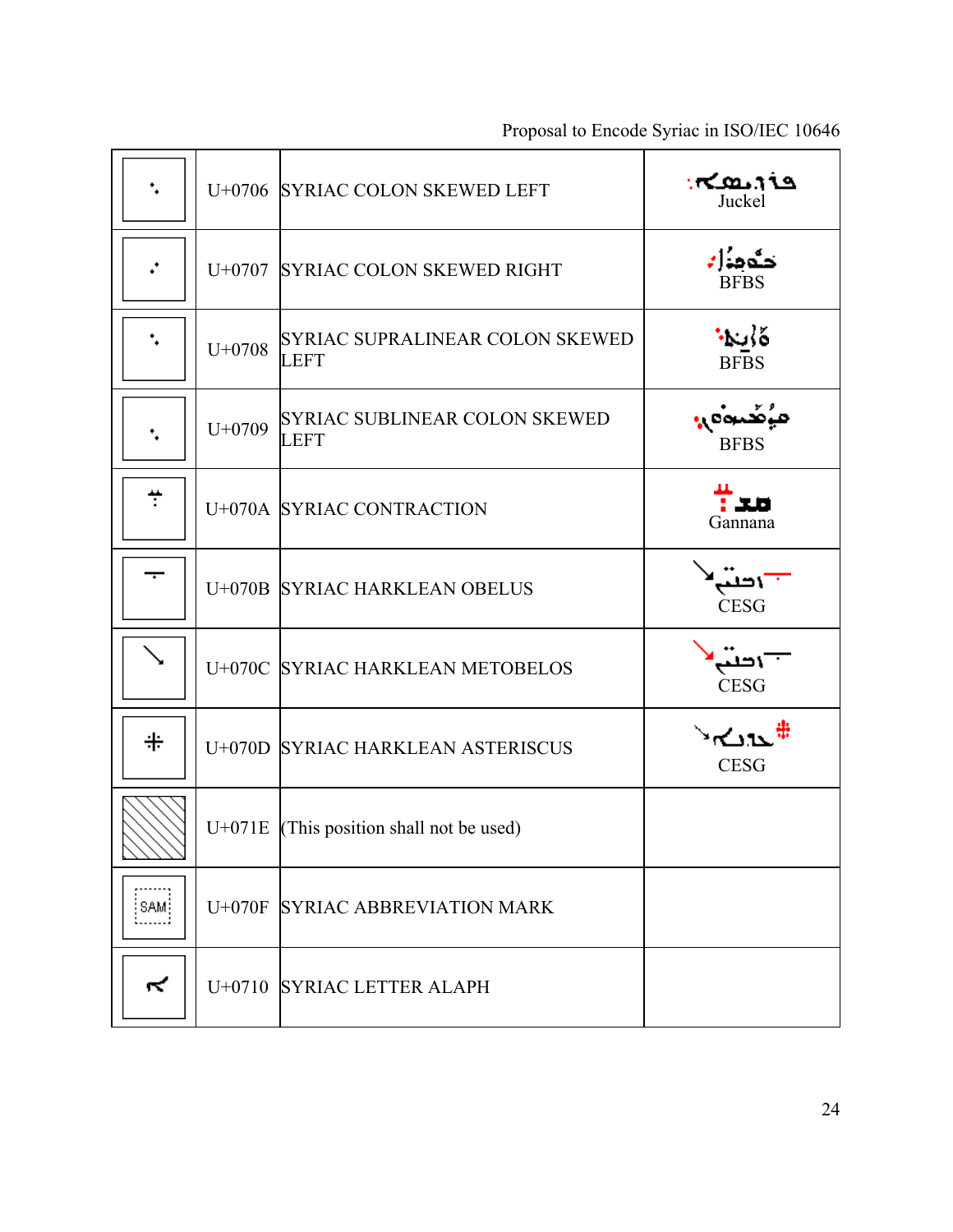| Glyph | Code | Name | Sample |
|---|---|---|---|
| ܆ | U+0706 | SYRIAC COLON SKEWED LEFT | Juckel |
| ܇ | U+0707 | SYRIAC COLON SKEWED RIGHT | BFBS |
| ܈ | U+0708 | SYRIAC SUPRALINEAR COLON SKEWED LEFT | BFBS |
| ܉ | U+0709 | SYRIAC SUBLINEAR COLON SKEWED LEFT | BFBS |
| ܊ | U+070A | SYRIAC CONTRACTION | Gannana |
| ܋ | U+070B | SYRIAC HARKLEAN OBELUS | CESG |
| ܌ | U+070C | SYRIAC HARKLEAN METOBELOS | CESG |
| ܍ | U+070D | SYRIAC HARKLEAN ASTERISCUS | CESG |
| | U+071E | (This position shall not be used) | |
| SAM | U+070F | SYRIAC ABBREVIATION MARK | |
| ܐ | U+0710 | SYRIAC LETTER ALAPH | |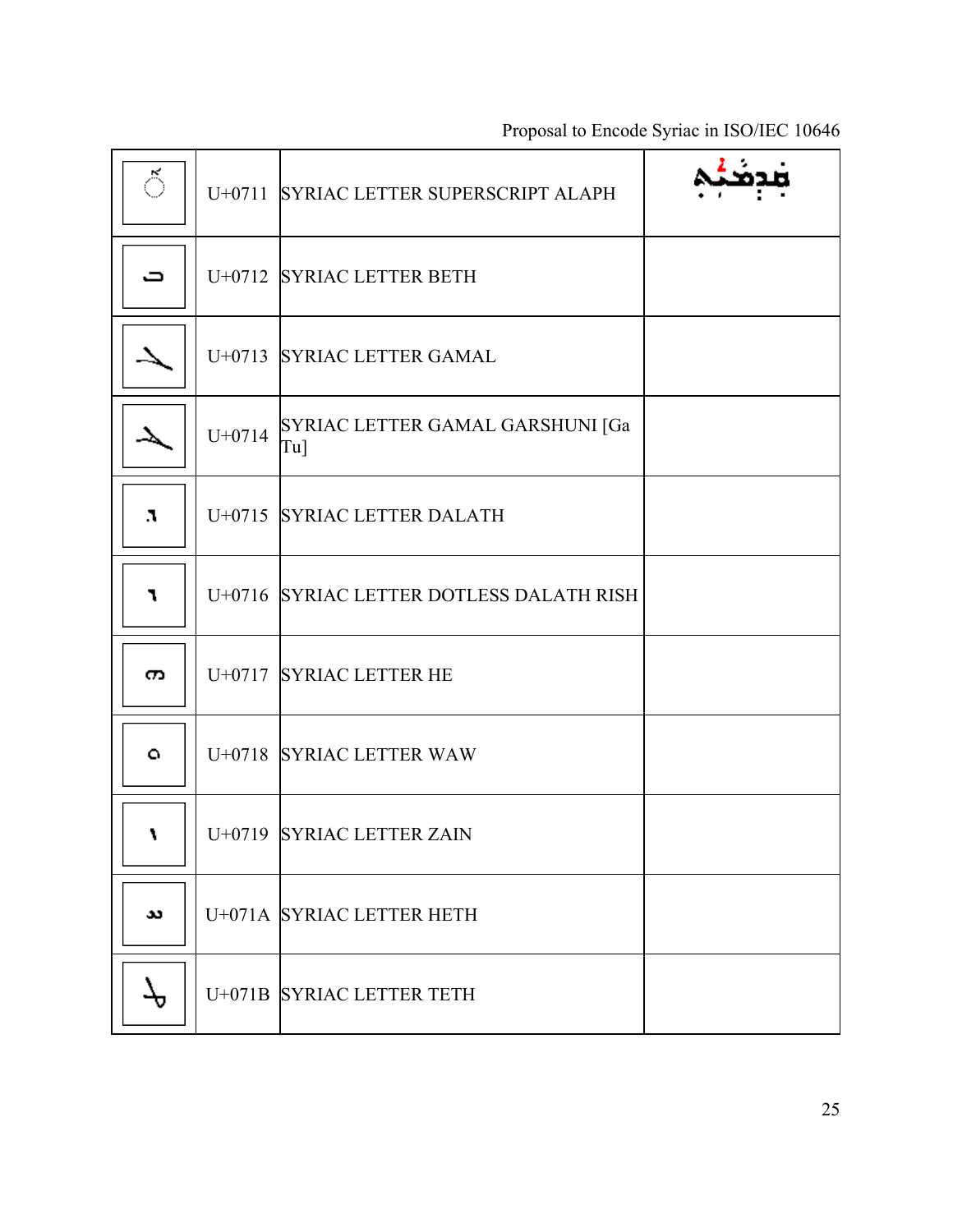| | | | |
|---|---|---|---|
| ܑ | U+0711 | SYRIAC LETTER SUPERSCRIPT ALAPH | |
| ܒ | U+0712 | SYRIAC LETTER BETH | |
| ܓ | U+0713 | SYRIAC LETTER GAMAL | |
| ܔ | U+0714 | SYRIAC LETTER GAMAL GARSHUNI [Ga Tu] | |
| ܕ | U+0715 | SYRIAC LETTER DALATH | |
| ܖ | U+0716 | SYRIAC LETTER DOTLESS DALATH RISH | |
| ܗ | U+0717 | SYRIAC LETTER HE | |
| ܘ | U+0718 | SYRIAC LETTER WAW | |
| ܙ | U+0719 | SYRIAC LETTER ZAIN | |
| ܚ | U+071A | SYRIAC LETTER HETH | |
| ܛ | U+071B | SYRIAC LETTER TETH | |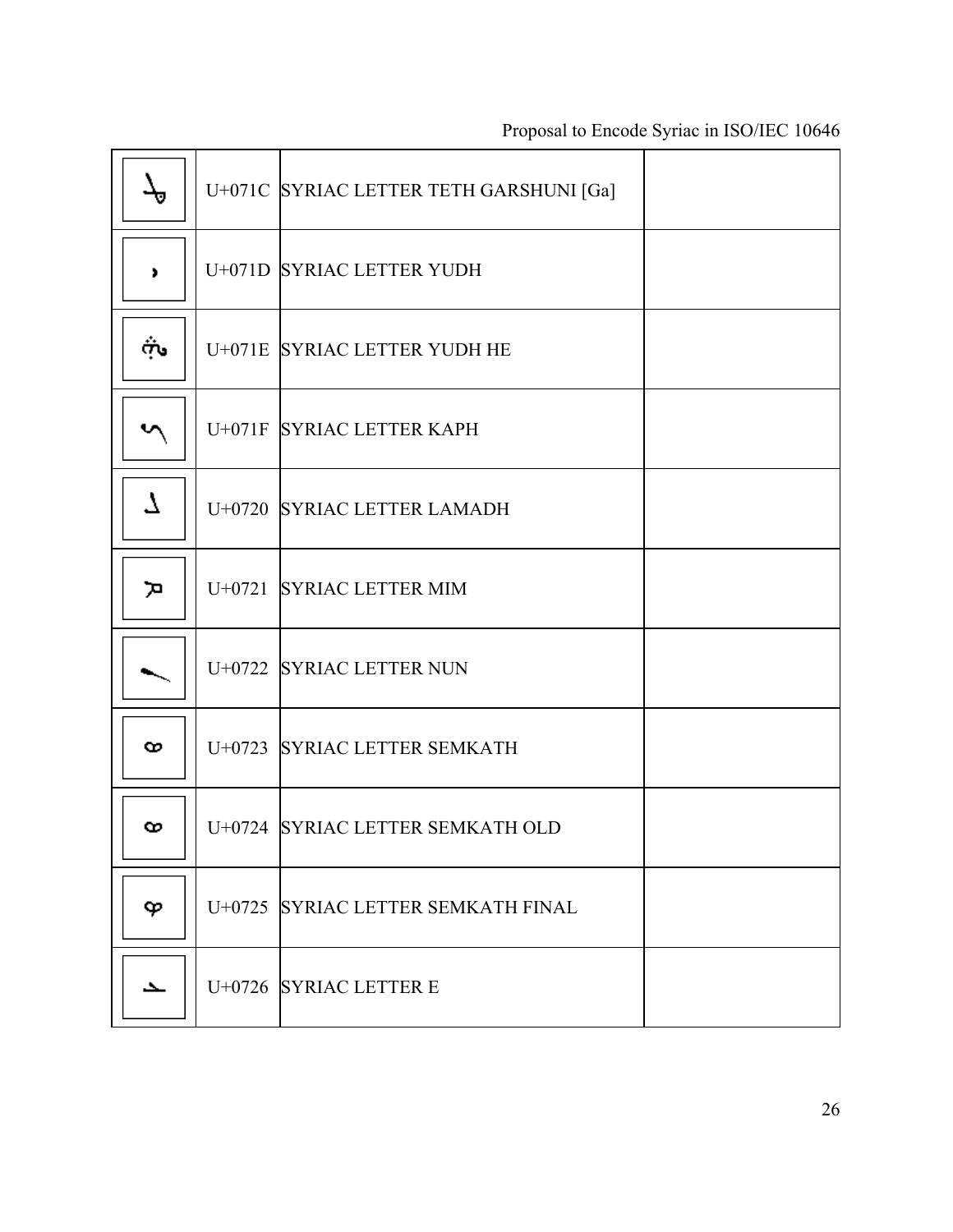| | | | |
|---|---|---|---|
| ܜ | U+071C | SYRIAC LETTER TETH GARSHUNI [Ga] | |
| ܝ | U+071D | SYRIAC LETTER YUDH | |
| ܞ | U+071E | SYRIAC LETTER YUDH HE | |
| ܟ | U+071F | SYRIAC LETTER KAPH | |
| ܠ | U+0720 | SYRIAC LETTER LAMADH | |
| ܡ | U+0721 | SYRIAC LETTER MIM | |
| ܢ | U+0722 | SYRIAC LETTER NUN | |
| ܣ | U+0723 | SYRIAC LETTER SEMKATH | |
| ܤ | U+0724 | SYRIAC LETTER SEMKATH OLD | |
| ܥ | U+0725 | SYRIAC LETTER SEMKATH FINAL | |
| ܦ | U+0726 | SYRIAC LETTER E | |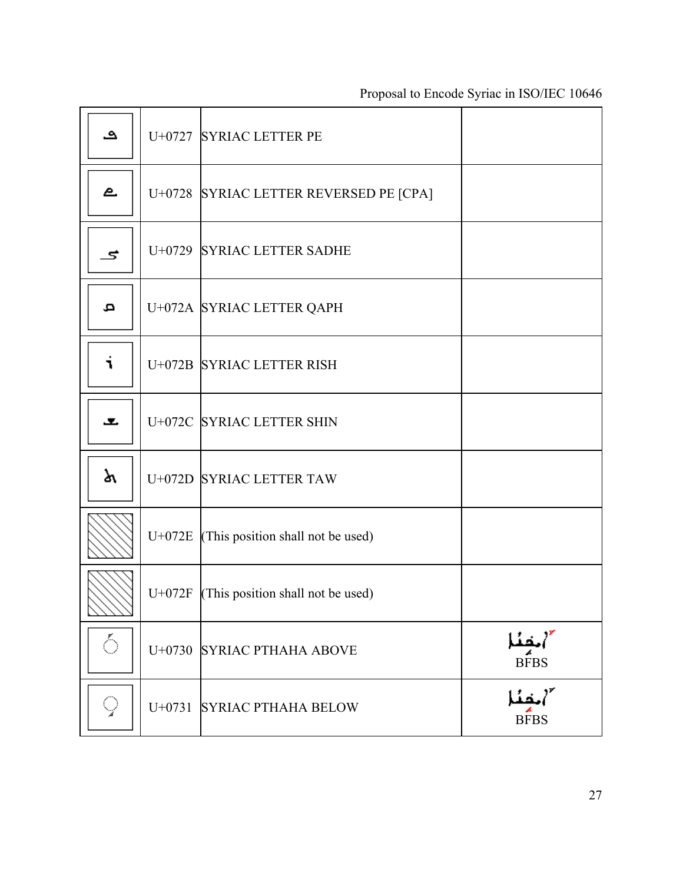| Glyph | Code | Name | Example |
|---|---|---|---|
| ܧ | U+0727 | SYRIAC LETTER PE | |
| ܨ | U+0728 | SYRIAC LETTER REVERSED PE [CPA] | |
| ܨ | U+0729 | SYRIAC LETTER SADHE | |
| ܩ | U+072A | SYRIAC LETTER QAPH | |
| ܪ | U+072B | SYRIAC LETTER RISH | |
| ܫ | U+072C | SYRIAC LETTER SHIN | |
| ܬ | U+072D | SYRIAC LETTER TAW | |
| | U+072E | (This position shall not be used) | |
| | U+072F | (This position shall not be used) | |
| ◌ܰ | U+0730 | SYRIAC PTHAHA ABOVE | BFBS |
| ◌ܱ | U+0731 | SYRIAC PTHAHA BELOW | BFBS |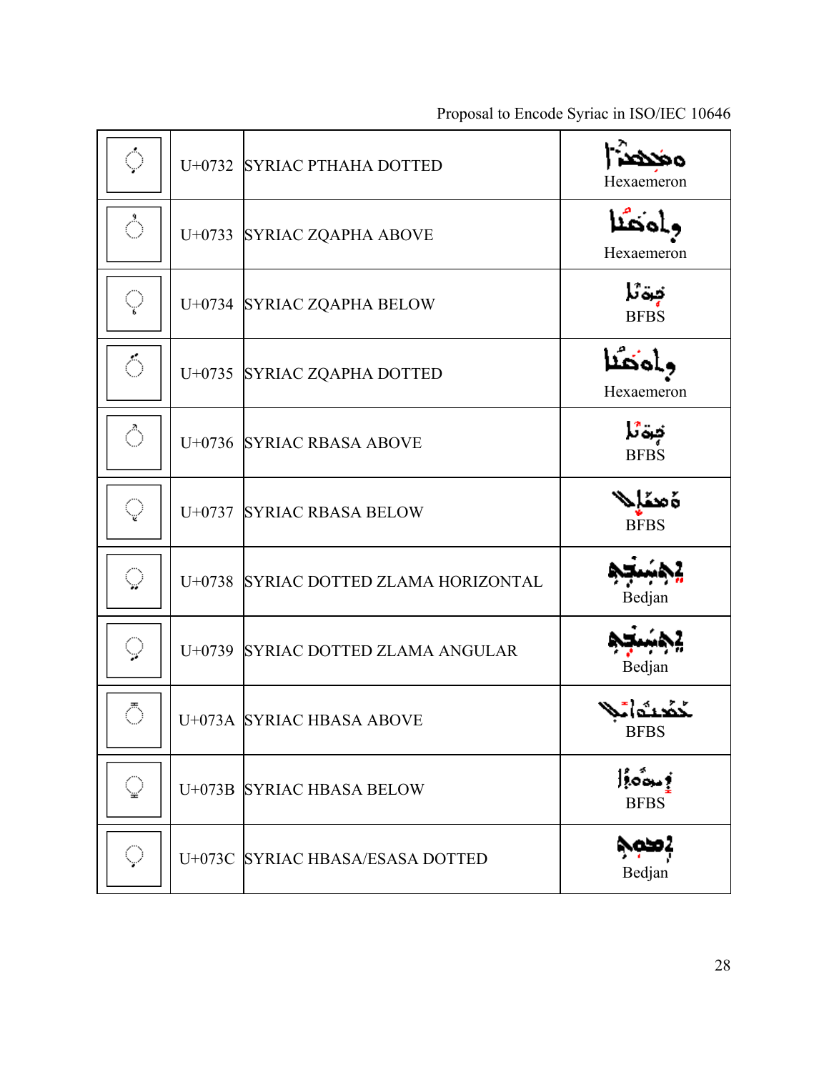| | | | |
|---|---|---|---|
| ◌ܲ | U+0732 | SYRIAC PTHAHA DOTTED | Hexaemeron |
| ◌ܳ | U+0733 | SYRIAC ZQAPHA ABOVE | Hexaemeron |
| ◌ܴ | U+0734 | SYRIAC ZQAPHA BELOW | BFBS |
| ◌ܵ | U+0735 | SYRIAC ZQAPHA DOTTED | Hexaemeron |
| ◌ܶ | U+0736 | SYRIAC RBASA ABOVE | BFBS |
| ◌ܷ | U+0737 | SYRIAC RBASA BELOW | BFBS |
| ◌ܸ | U+0738 | SYRIAC DOTTED ZLAMA HORIZONTAL | Bedjan |
| ◌ܹ | U+0739 | SYRIAC DOTTED ZLAMA ANGULAR | Bedjan |
| ◌ܺ | U+073A | SYRIAC HBASA ABOVE | BFBS |
| ◌ܻ | U+073B | SYRIAC HBASA BELOW | BFBS |
| ◌ܼ | U+073C | SYRIAC HBASA/ESASA DOTTED | Bedjan |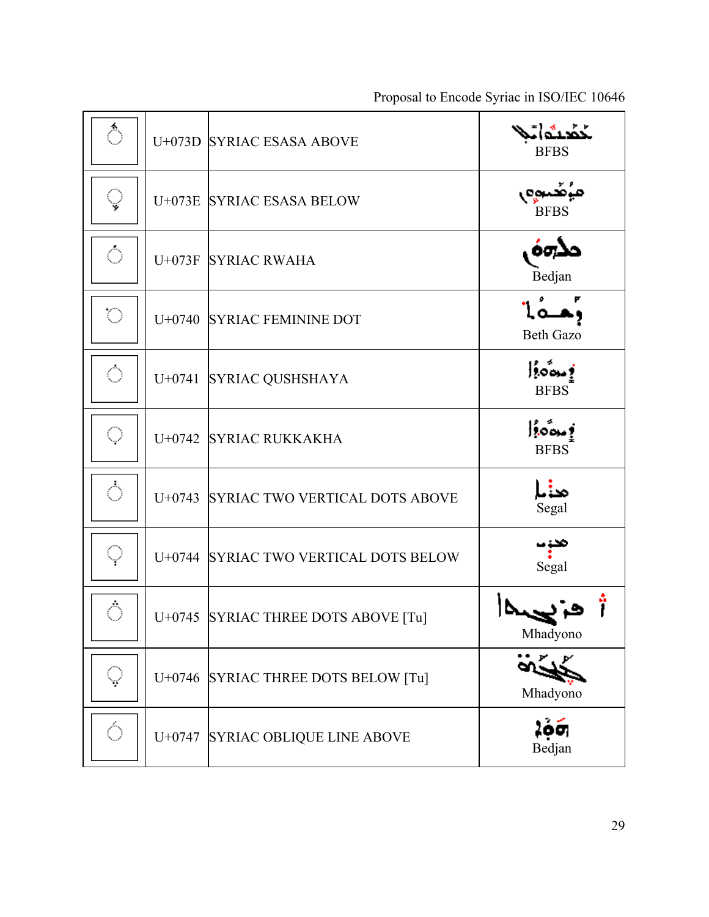| | | | |
|---|---|---|---|
| ◌ܽ | U+073D | SYRIAC ESASA ABOVE | BFBS |
| ◌ܾ | U+073E | SYRIAC ESASA BELOW | BFBS |
| ◌ܿ | U+073F | SYRIAC RWAHA | Bedjan |
| ◌݀ | U+0740 | SYRIAC FEMININE DOT | Beth Gazo |
| ◌݁ | U+0741 | SYRIAC QUSHSHAYA | BFBS |
| ◌݂ | U+0742 | SYRIAC RUKKAKHA | BFBS |
| ◌݃ | U+0743 | SYRIAC TWO VERTICAL DOTS ABOVE | Segal |
| ◌݄ | U+0744 | SYRIAC TWO VERTICAL DOTS BELOW | Segal |
| ◌݅ | U+0745 | SYRIAC THREE DOTS ABOVE [Tu] | Mhadyono |
| ◌݆ | U+0746 | SYRIAC THREE DOTS BELOW [Tu] | Mhadyono |
| ◌݇ | U+0747 | SYRIAC OBLIQUE LINE ABOVE | Bedjan |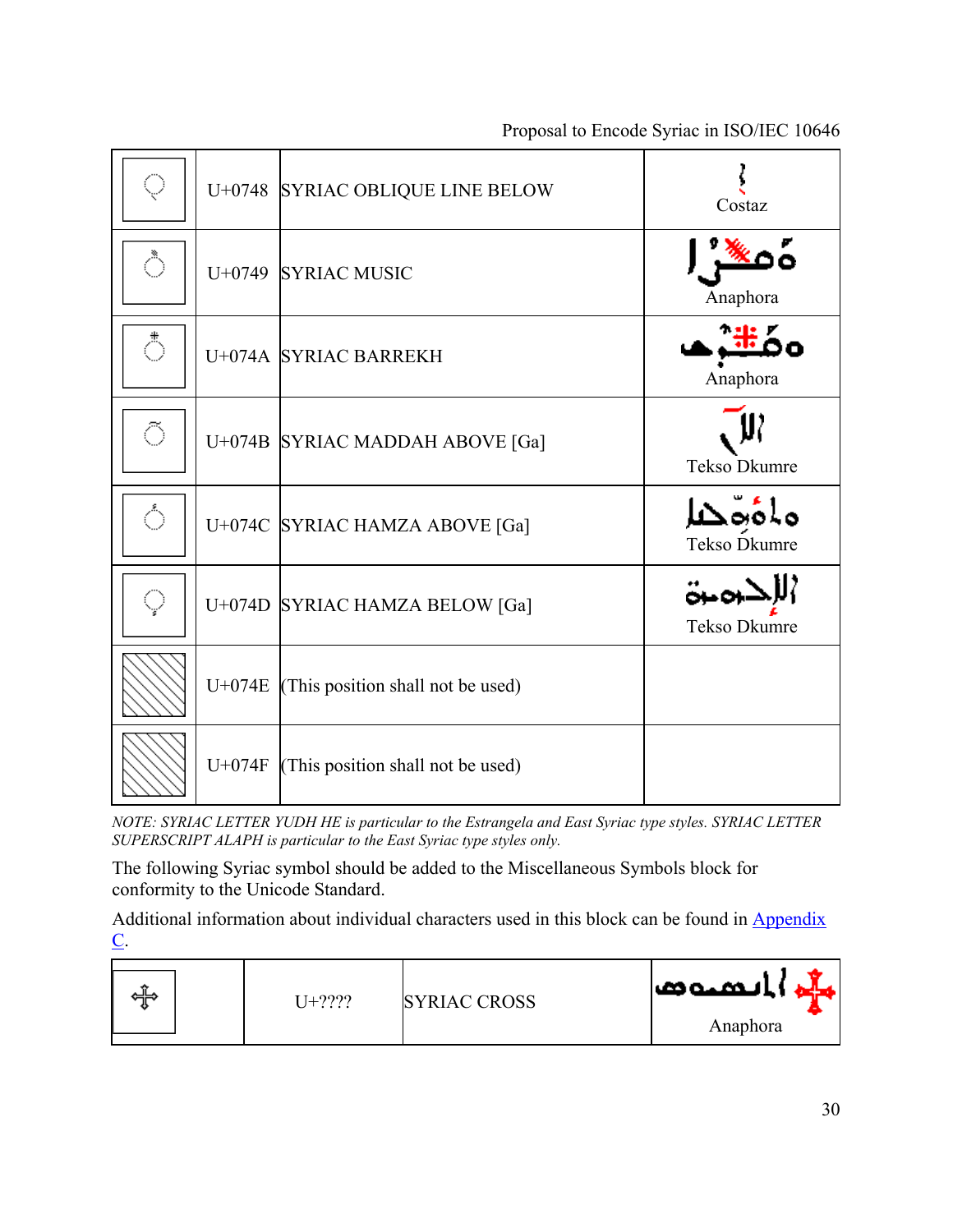| | | | |
|---|---|---|---|
| | U+0748 | SYRIAC OBLIQUE LINE BELOW | Costaz |
| | U+0749 | SYRIAC MUSIC | Anaphora |
| | U+074A | SYRIAC BARREKH | Anaphora |
| | U+074B | SYRIAC MADDAH ABOVE [Ga] | Tekso Dkumre |
| | U+074C | SYRIAC HAMZA ABOVE [Ga] | Tekso Dkumre |
| | U+074D | SYRIAC HAMZA BELOW [Ga] | Tekso Dkumre |
| | U+074E | (This position shall not be used) | |
| | U+074F | (This position shall not be used) | |

*NOTE: SYRIAC LETTER YUDH HE is particular to the Estrangela and East Syriac type styles. SYRIAC LETTER SUPERSCRIPT ALAPH is particular to the East Syriac type styles only.*

The following Syriac symbol should be added to the Miscellaneous Symbols block for conformity to the Unicode Standard.

Additional information about individual characters used in this block can be found in Appendix C.

| | | | |
|---|---|---|---|
| | U+???? | SYRIAC CROSS | Anaphora |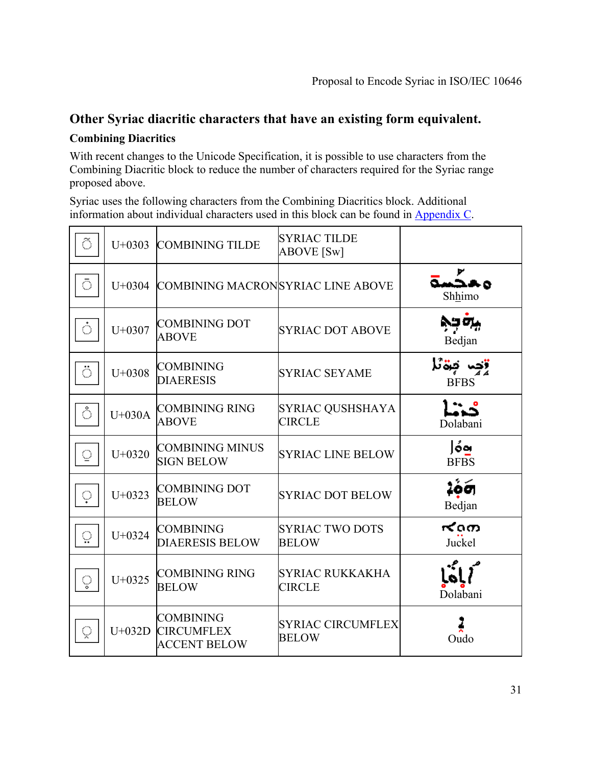## Other Syriac diacritic characters that have an existing form equivalent.

### Combining Diacritics

With recent changes to the Unicode Specification, it is possible to use characters from the Combining Diacritic block to reduce the number of characters required for the Syriac range proposed above.

Syriac uses the following characters from the Combining Diacritics block. Additional information about individual characters used in this block can be found in Appendix C.

| | | | | |
|---|---|---|---|---|
| ◌̃ | U+0303 | COMBINING TILDE | SYRIAC TILDE ABOVE [Sw] | |
| ◌̄ | U+0304 | COMBINING MACRON | SYRIAC LINE ABOVE | Shhimo |
| ◌̇ | U+0307 | COMBINING DOT ABOVE | SYRIAC DOT ABOVE | Bedjan |
| ◌̈ | U+0308 | COMBINING DIAERESIS | SYRIAC SEYAME | BFBS |
| ◌̊ | U+030A | COMBINING RING ABOVE | SYRIAC QUSHSHAYA CIRCLE | Dolabani |
| ◌̠ | U+0320 | COMBINING MINUS SIGN BELOW | SYRIAC LINE BELOW | BFBS |
| ◌̣ | U+0323 | COMBINING DOT BELOW | SYRIAC DOT BELOW | Bedjan |
| ◌̤ | U+0324 | COMBINING DIAERESIS BELOW | SYRIAC TWO DOTS BELOW | Juckel |
| ◌̥ | U+0325 | COMBINING RING BELOW | SYRIAC RUKKAKHA CIRCLE | Dolabani |
| ◌̭ | U+032D | COMBINING CIRCUMFLEX ACCENT BELOW | SYRIAC CIRCUMFLEX BELOW | Oudo |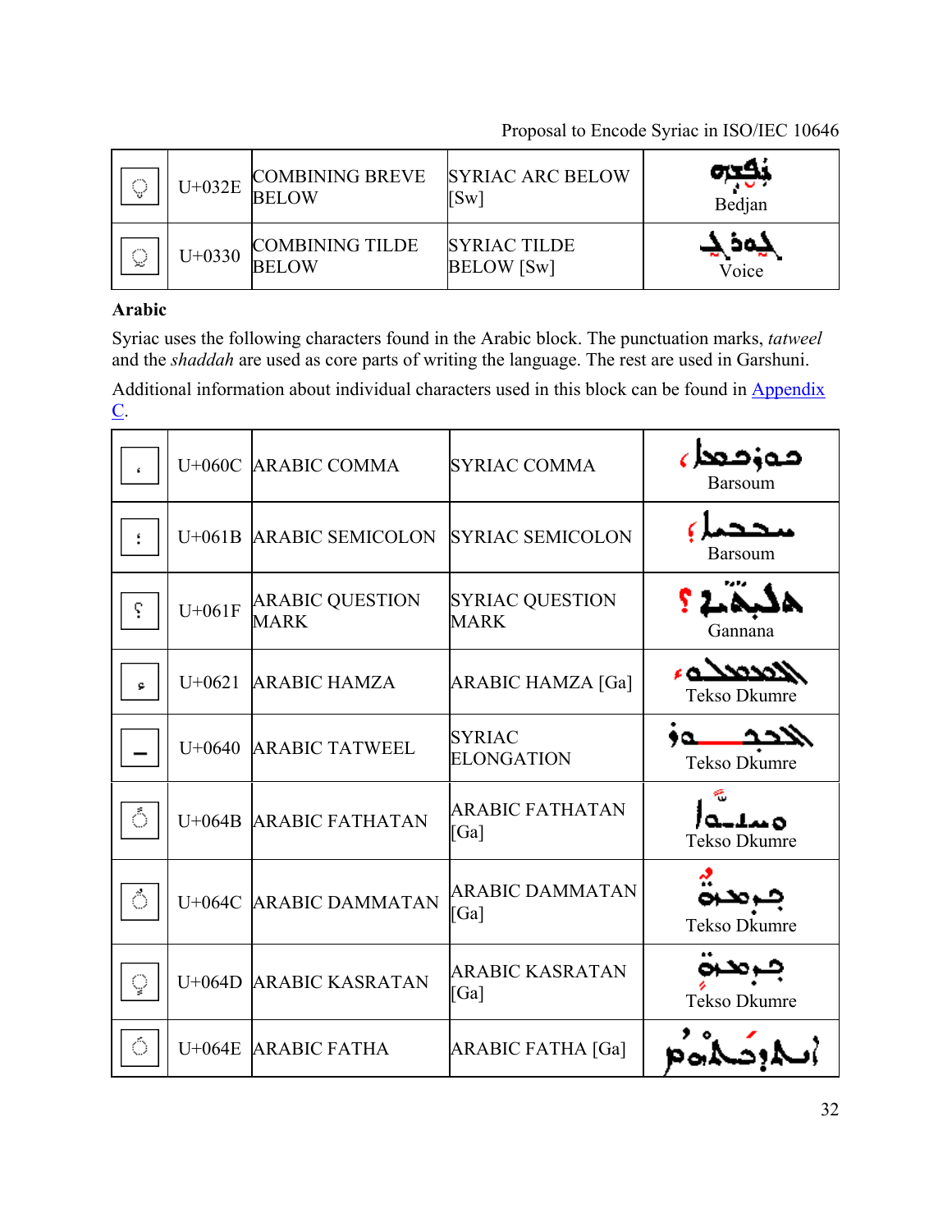| ◌̮ | U+032E | COMBINING BREVE BELOW | SYRIAC ARC BELOW [Sw] | Bedjan |
|---|---|---|---|---|
| ◌̰ | U+0330 | COMBINING TILDE BELOW | SYRIAC TILDE BELOW [Sw] | Voice |

## Arabic

Syriac uses the following characters found in the Arabic block. The punctuation marks, *tatweel* and the *shaddah* are used as core parts of writing the language. The rest are used in Garshuni.

Additional information about individual characters used in this block can be found in Appendix C.

| ، | U+060C | ARABIC COMMA | SYRIAC COMMA | Barsoum |
|---|---|---|---|---|
| ؛ | U+061B | ARABIC SEMICOLON | SYRIAC SEMICOLON | Barsoum |
| ؟ | U+061F | ARABIC QUESTION MARK | SYRIAC QUESTION MARK | Gannana |
| ء | U+0621 | ARABIC HAMZA | ARABIC HAMZA [Ga] | Tekso Dkumre |
| ـ | U+0640 | ARABIC TATWEEL | SYRIAC ELONGATION | Tekso Dkumre |
| ◌ً | U+064B | ARABIC FATHATAN | ARABIC FATHATAN [Ga] | Tekso Dkumre |
| ◌ٌ | U+064C | ARABIC DAMMATAN | ARABIC DAMMATAN [Ga] | Tekso Dkumre |
| ◌ٍ | U+064D | ARABIC KASRATAN | ARABIC KASRATAN [Ga] | Tekso Dkumre |
| ◌َ | U+064E | ARABIC FATHA | ARABIC FATHA [Ga] | |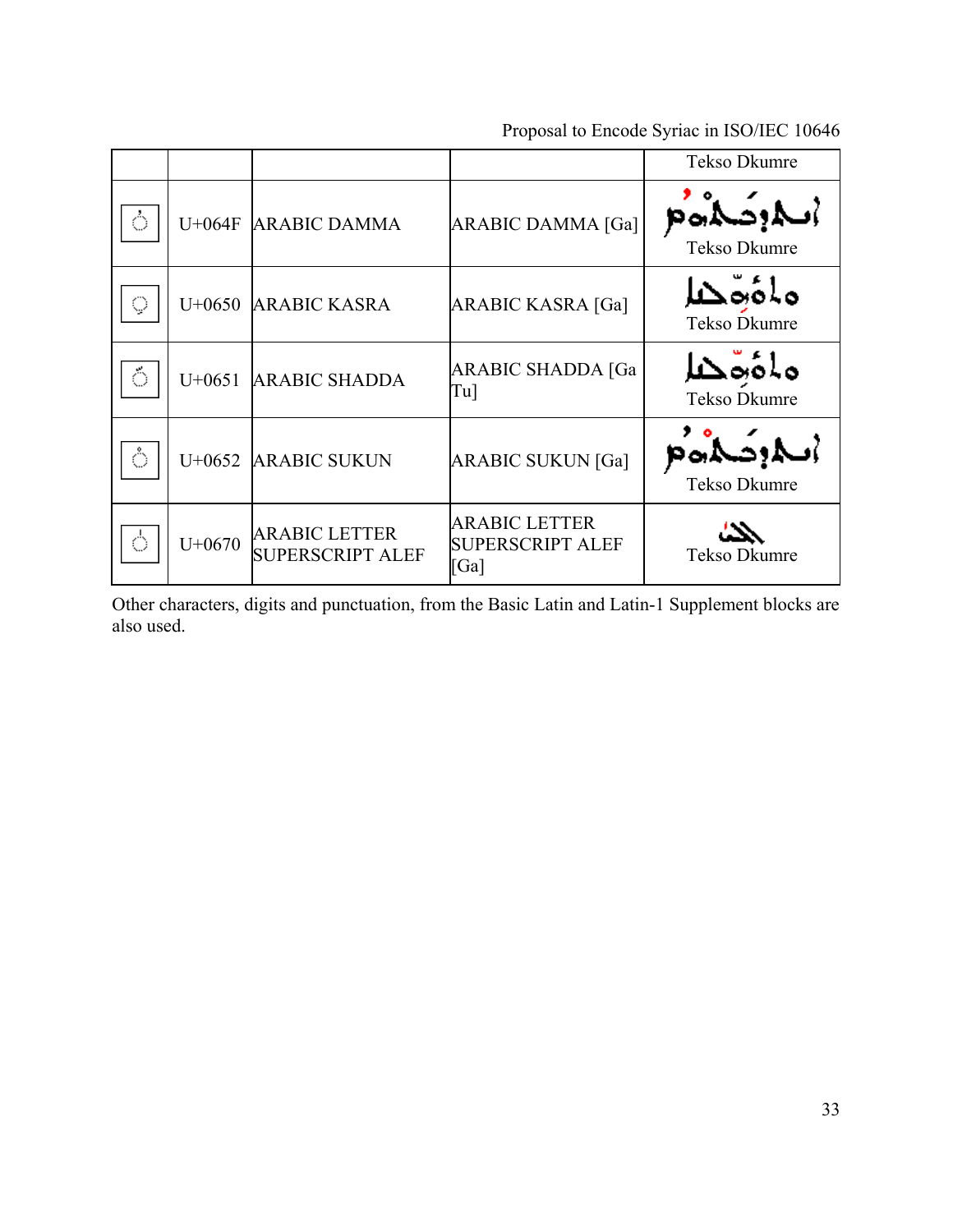| | | | | Tekso Dkumre |
|---|---|---|---|---|
| ◌ُ | U+064F | ARABIC DAMMA | ARABIC DAMMA [Ga] | Tekso Dkumre |
| ◌ِ | U+0650 | ARABIC KASRA | ARABIC KASRA [Ga] | Tekso Dkumre |
| ◌ّ | U+0651 | ARABIC SHADDA | ARABIC SHADDA [Ga Tu] | Tekso Dkumre |
| ◌ْ | U+0652 | ARABIC SUKUN | ARABIC SUKUN [Ga] | Tekso Dkumre |
| ◌ٰ | U+0670 | ARABIC LETTER SUPERSCRIPT ALEF | ARABIC LETTER SUPERSCRIPT ALEF [Ga] | Tekso Dkumre |

Other characters, digits and punctuation, from the Basic Latin and Latin-1 Supplement blocks are also used.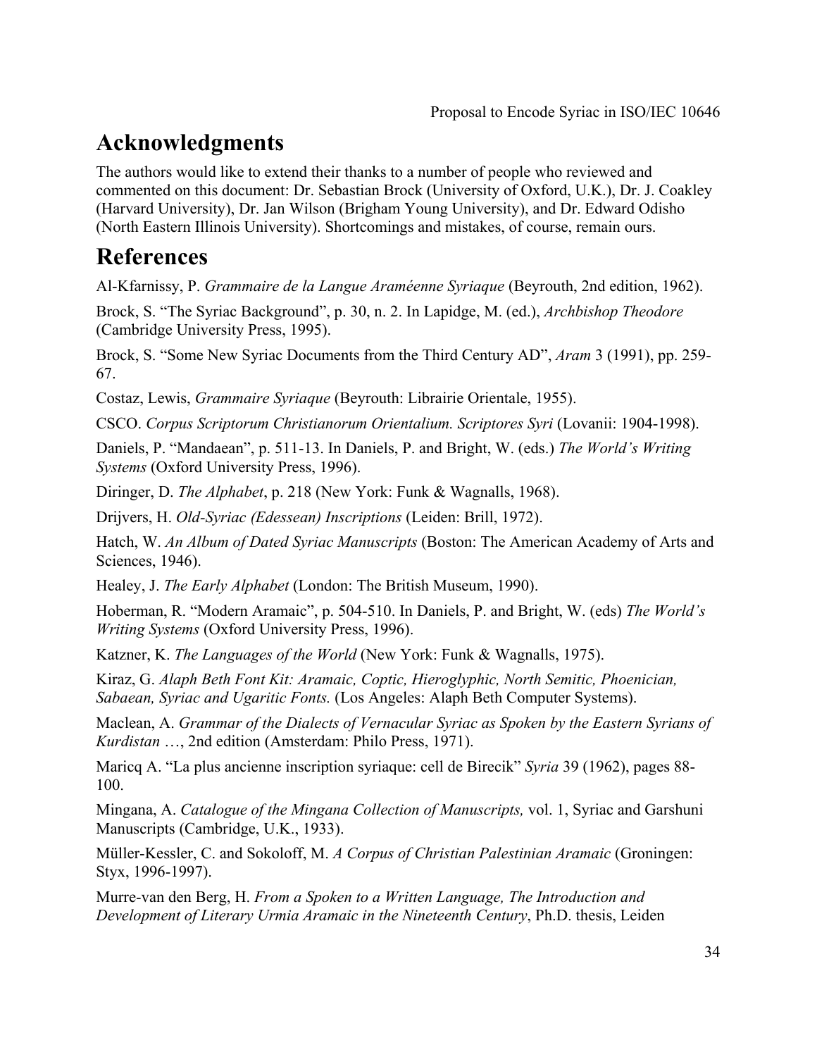# Acknowledgments

The authors would like to extend their thanks to a number of people who reviewed and commented on this document: Dr. Sebastian Brock (University of Oxford, U.K.), Dr. J. Coakley (Harvard University), Dr. Jan Wilson (Brigham Young University), and Dr. Edward Odisho (North Eastern Illinois University). Shortcomings and mistakes, of course, remain ours.

# References

Al-Kfarnissy, P. *Grammaire de la Langue Araméenne Syriaque* (Beyrouth, 2nd edition, 1962).

Brock, S. "The Syriac Background", p. 30, n. 2. In Lapidge, M. (ed.), *Archbishop Theodore* (Cambridge University Press, 1995).

Brock, S. "Some New Syriac Documents from the Third Century AD", *Aram* 3 (1991), pp. 259-67.

Costaz, Lewis, *Grammaire Syriaque* (Beyrouth: Librairie Orientale, 1955).

CSCO. *Corpus Scriptorum Christianorum Orientalium. Scriptores Syri* (Lovanii: 1904-1998).

Daniels, P. "Mandaean", p. 511-13. In Daniels, P. and Bright, W. (eds.) *The World's Writing Systems* (Oxford University Press, 1996).

Diringer, D. *The Alphabet*, p. 218 (New York: Funk & Wagnalls, 1968).

Drijvers, H. *Old-Syriac (Edessean) Inscriptions* (Leiden: Brill, 1972).

Hatch, W. *An Album of Dated Syriac Manuscripts* (Boston: The American Academy of Arts and Sciences, 1946).

Healey, J. *The Early Alphabet* (London: The British Museum, 1990).

Hoberman, R. "Modern Aramaic", p. 504-510. In Daniels, P. and Bright, W. (eds) *The World's Writing Systems* (Oxford University Press, 1996).

Katzner, K. *The Languages of the World* (New York: Funk & Wagnalls, 1975).

Kiraz, G. *Alaph Beth Font Kit: Aramaic, Coptic, Hieroglyphic, North Semitic, Phoenician, Sabaean, Syriac and Ugaritic Fonts.* (Los Angeles: Alaph Beth Computer Systems).

Maclean, A. *Grammar of the Dialects of Vernacular Syriac as Spoken by the Eastern Syrians of Kurdistan* …, 2nd edition (Amsterdam: Philo Press, 1971).

Maricq A. "La plus ancienne inscription syriaque: cell de Birecik" *Syria* 39 (1962), pages 88-100.

Mingana, A. *Catalogue of the Mingana Collection of Manuscripts,* vol. 1, Syriac and Garshuni Manuscripts (Cambridge, U.K., 1933).

Müller-Kessler, C. and Sokoloff, M. *A Corpus of Christian Palestinian Aramaic* (Groningen: Styx, 1996-1997).

Murre-van den Berg, H. *From a Spoken to a Written Language, The Introduction and Development of Literary Urmia Aramaic in the Nineteenth Century*, Ph.D. thesis, Leiden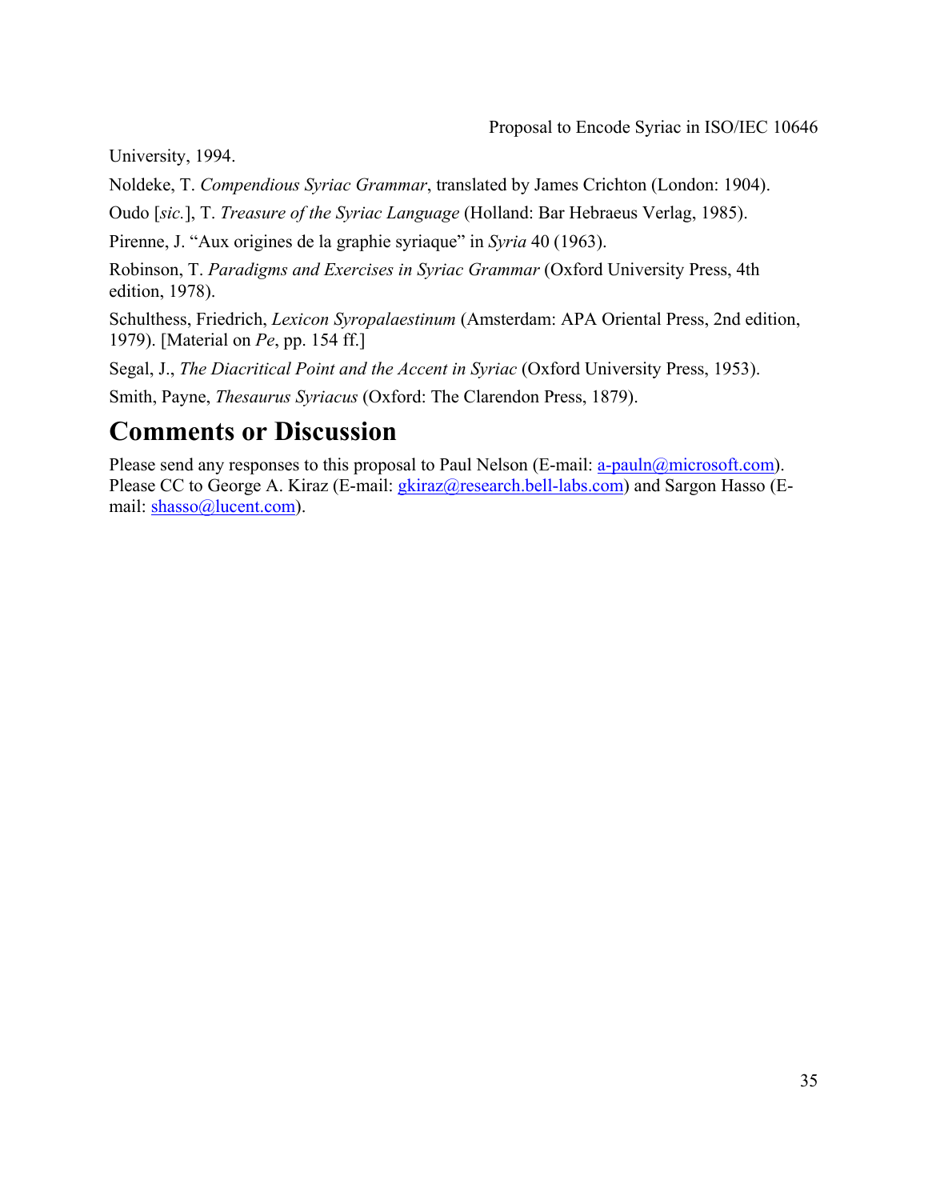University, 1994.

Noldeke, T. *Compendious Syriac Grammar*, translated by James Crichton (London: 1904).

Oudo [*sic.*], T. *Treasure of the Syriac Language* (Holland: Bar Hebraeus Verlag, 1985).

Pirenne, J. "Aux origines de la graphie syriaque" in *Syria* 40 (1963).

Robinson, T. *Paradigms and Exercises in Syriac Grammar* (Oxford University Press, 4th edition, 1978).

Schulthess, Friedrich, *Lexicon Syropalaestinum* (Amsterdam: APA Oriental Press, 2nd edition, 1979). [Material on *Pe*, pp. 154 ff.]

Segal, J., *The Diacritical Point and the Accent in Syriac* (Oxford University Press, 1953).

Smith, Payne, *Thesaurus Syriacus* (Oxford: The Clarendon Press, 1879).

# Comments or Discussion

Please send any responses to this proposal to Paul Nelson (E-mail: a-pauln@microsoft.com). Please CC to George A. Kiraz (E-mail: gkiraz@research.bell-labs.com) and Sargon Hasso (E-mail: shasso@lucent.com).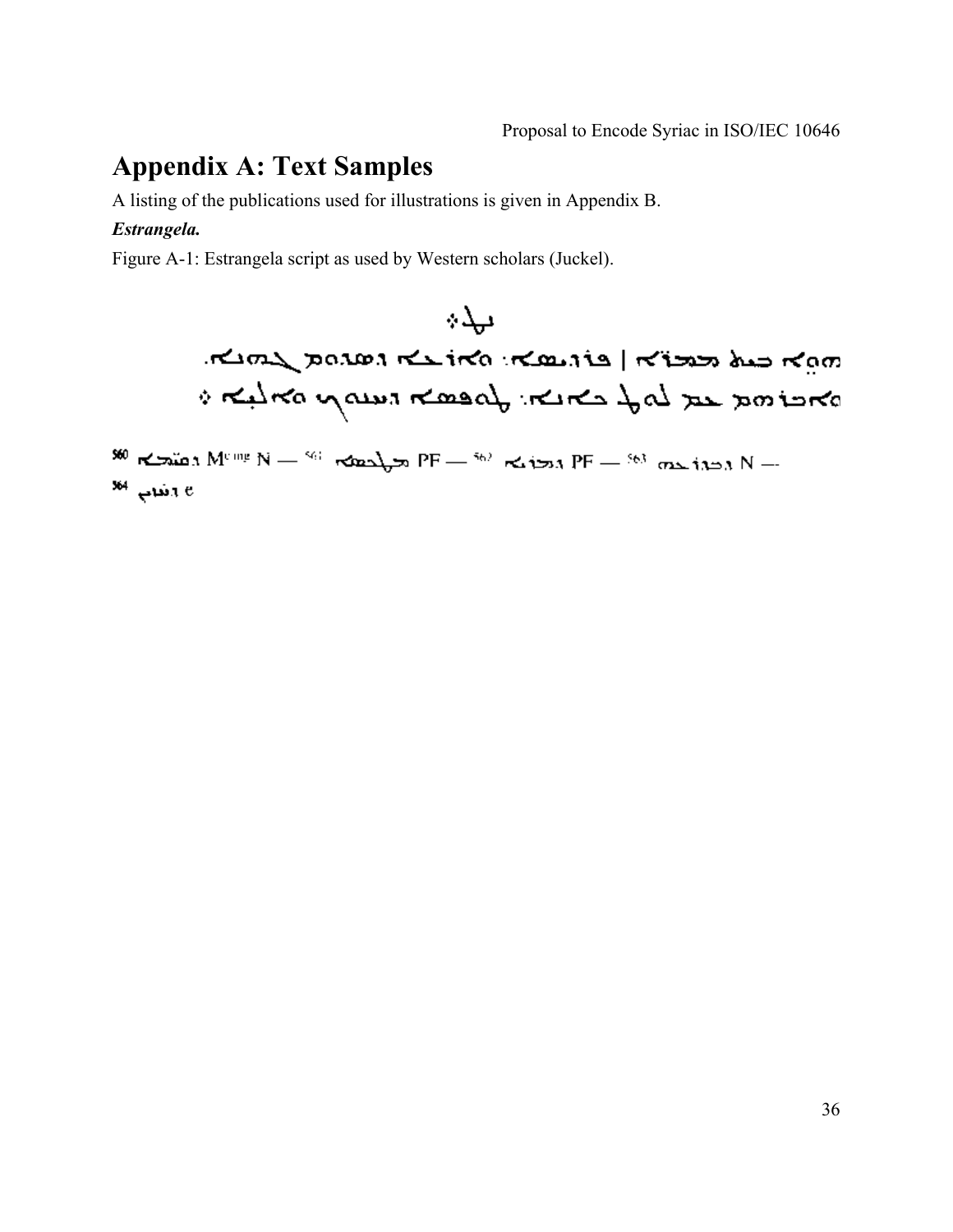# Appendix A: Text Samples

A listing of the publications used for illustrations is given in Appendix B.

***Estrangela.***

Figure A-1: Estrangela script as used by Western scholars (Juckel).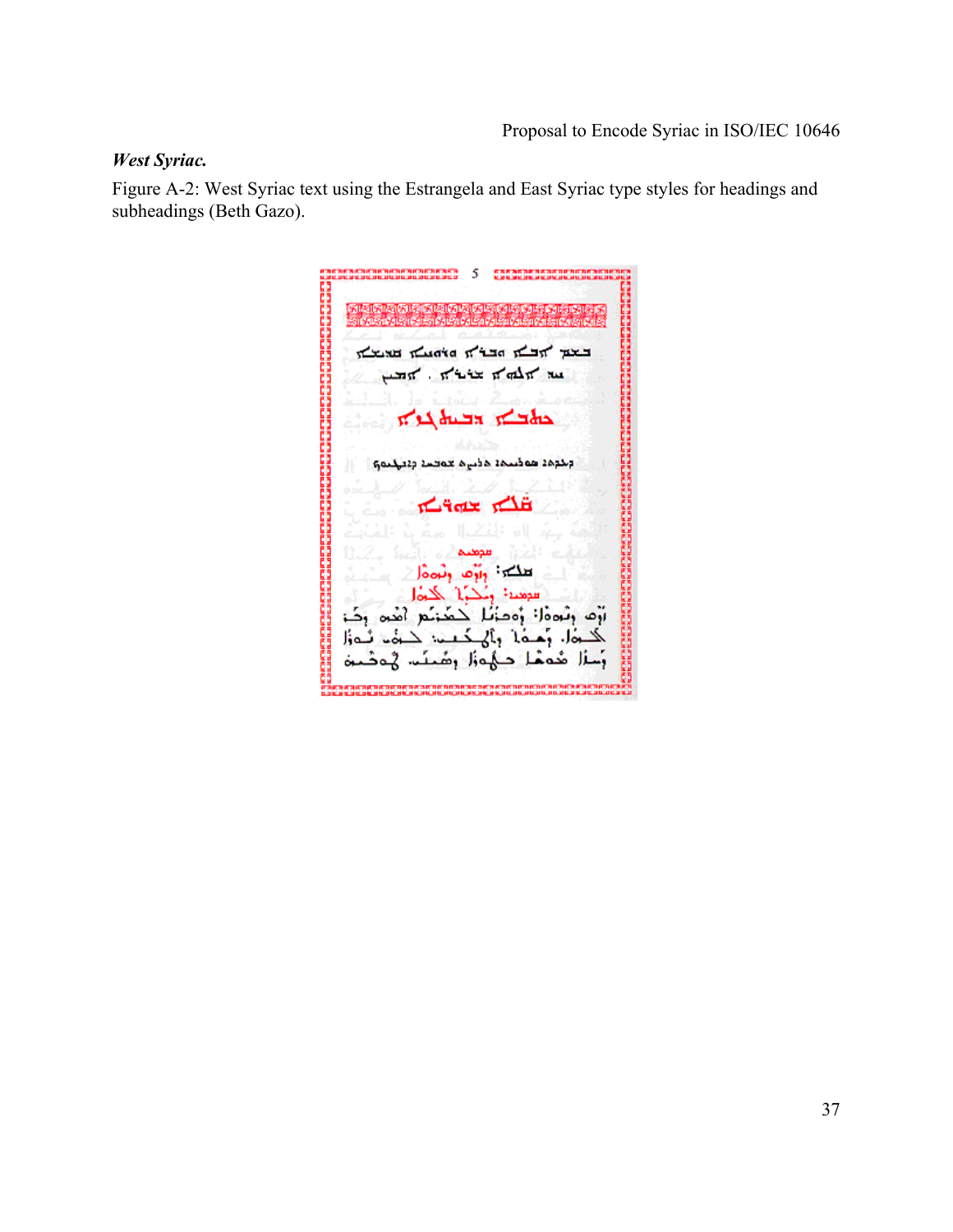### *West Syriac.*

Figure A-2: West Syriac text using the Estrangela and East Syriac type styles for headings and subheadings (Beth Gazo).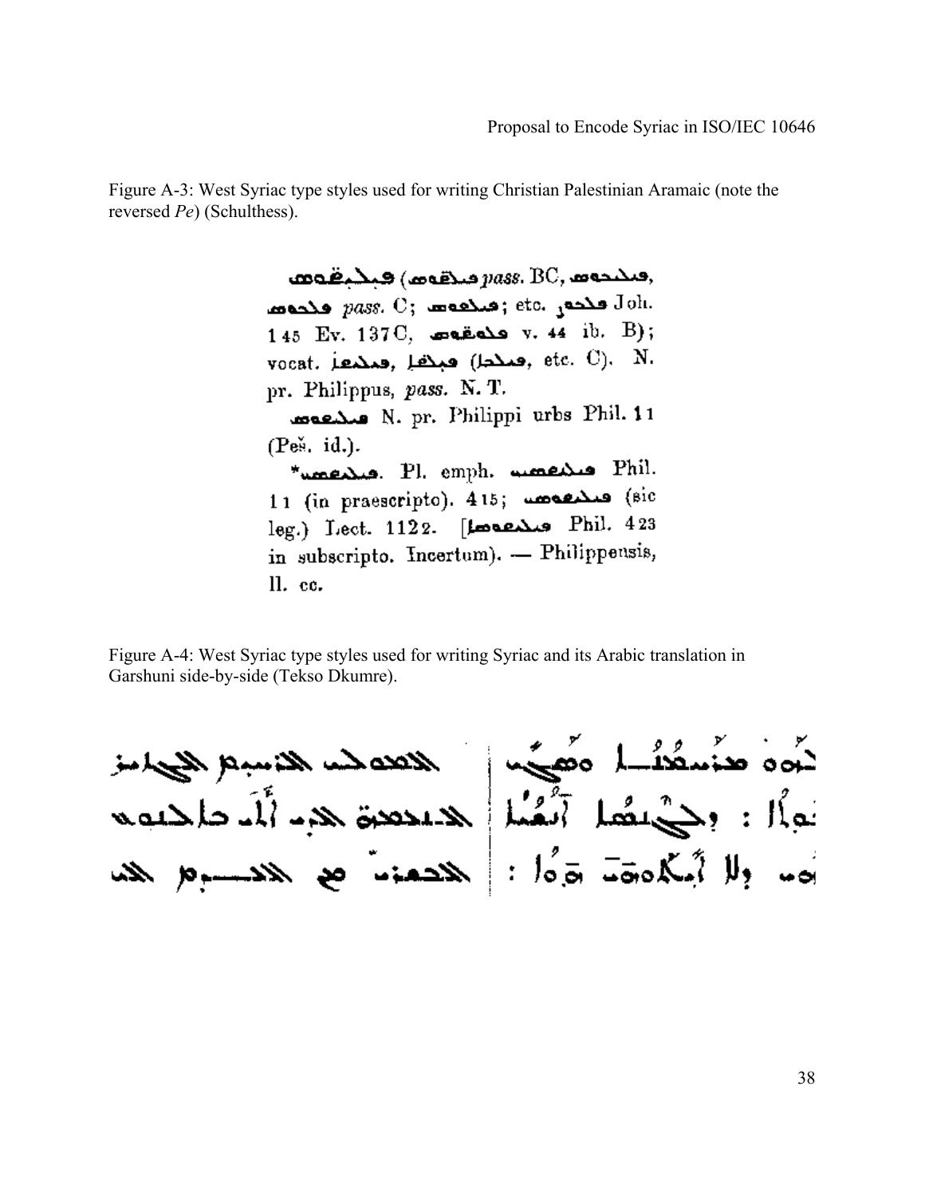Figure A-3: West Syriac type styles used for writing Christian Palestinian Aramaic (note the reversed *Pe*) (Schulthess).

Figure A-4: West Syriac type styles used for writing Syriac and its Arabic translation in Garshuni side-by-side (Tekso Dkumre).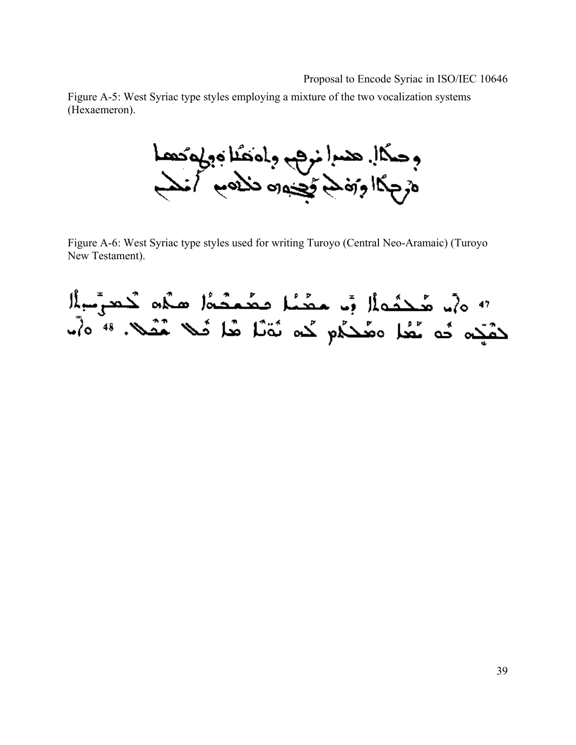Figure A-5: West Syriac type styles employing a mixture of the two vocalization systems (Hexaemeron).

Figure A-6: West Syriac type styles used for writing Turoyo (Central Neo-Aramaic) (Turoyo New Testament).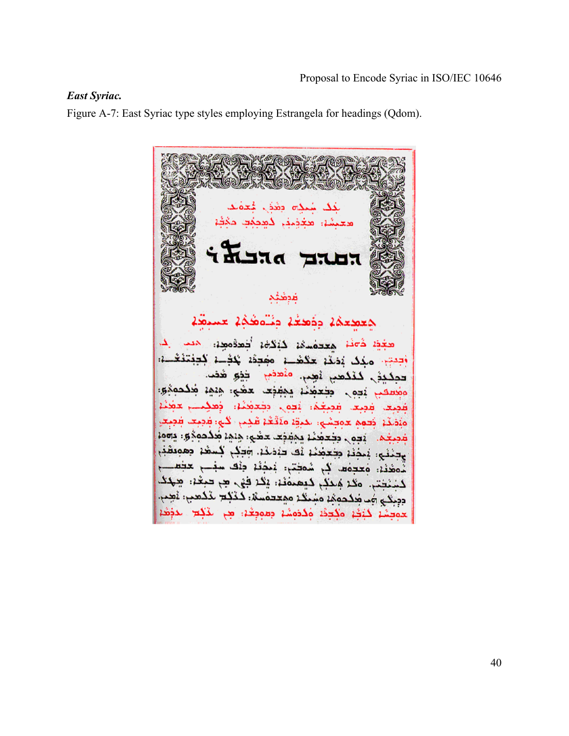*East Syriac.*

Figure A-7: East Syriac type styles employing Estrangela for headings (Qdom).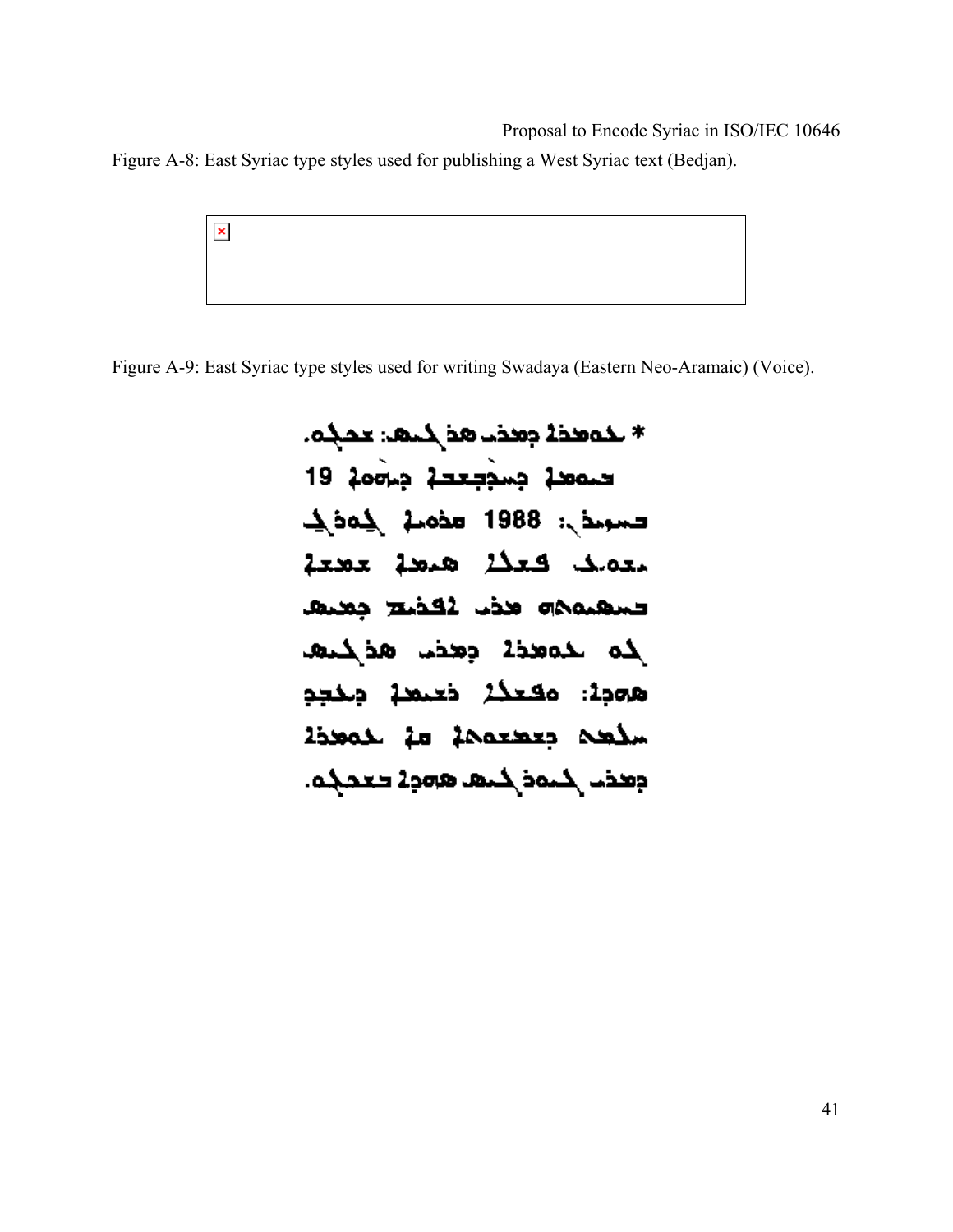Figure A-8: East Syriac type styles used for publishing a West Syriac text (Bedjan).

Figure A-9: East Syriac type styles used for writing Swadaya (Eastern Neo-Aramaic) (Voice).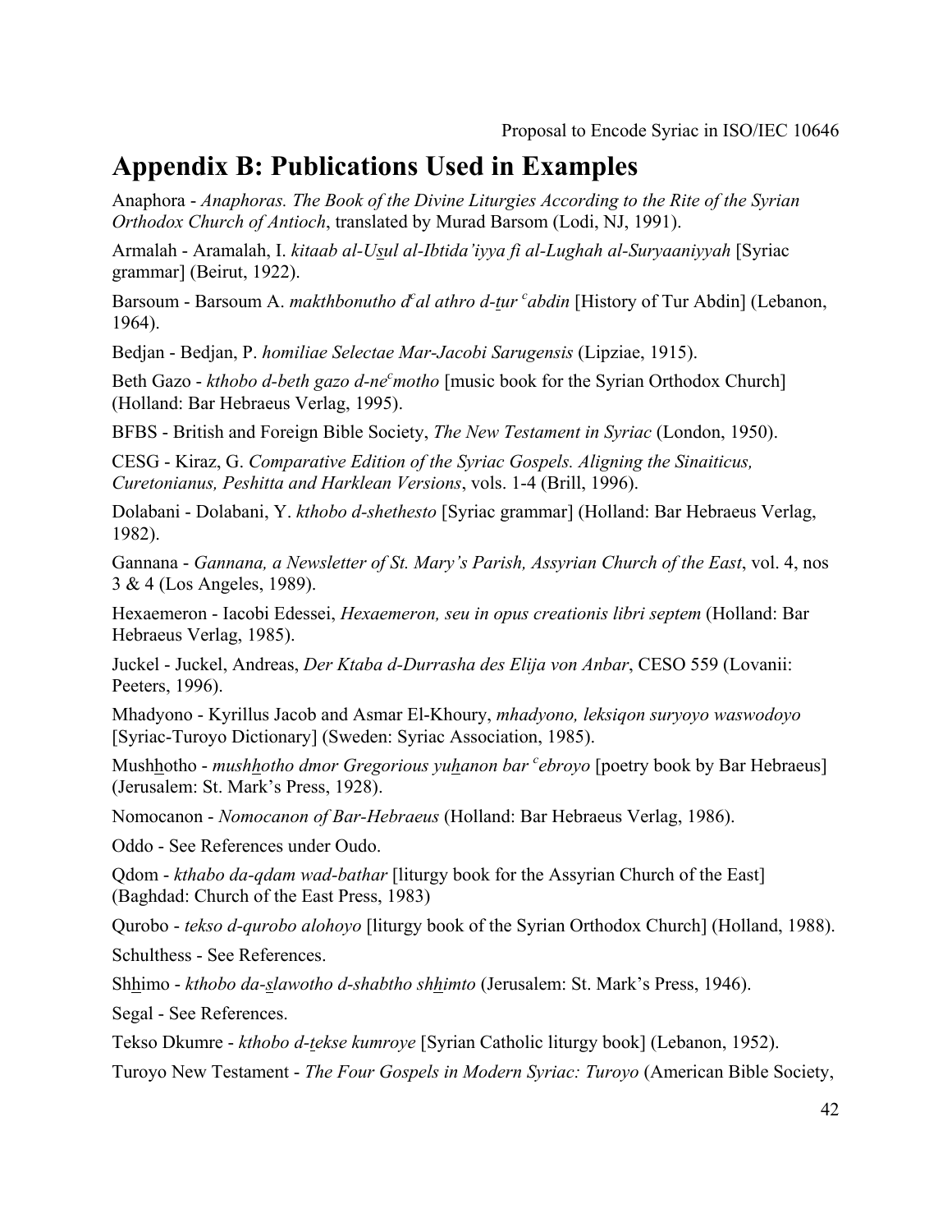# Appendix B: Publications Used in Examples

Anaphora - *Anaphoras. The Book of the Divine Liturgies According to the Rite of the Syrian Orthodox Church of Antioch*, translated by Murad Barsom (Lodi, NJ, 1991).

Armalah - Aramalah, I. *kitaab al-Uṣul al-Ibtida'iyya fi al-Lughah al-Suryaaniyyah* [Syriac grammar] (Beirut, 1922).

Barsoum - Barsoum A. *makthbonutho dᶜal athro d-ṭur ᶜabdin* [History of Tur Abdin] (Lebanon, 1964).

Bedjan - Bedjan, P. *homiliae Selectae Mar-Jacobi Sarugensis* (Lipziae, 1915).

Beth Gazo - *kthobo d-beth gazo d-neᶜmotho* [music book for the Syrian Orthodox Church] (Holland: Bar Hebraeus Verlag, 1995).

BFBS - British and Foreign Bible Society, *The New Testament in Syriac* (London, 1950).

CESG - Kiraz, G. *Comparative Edition of the Syriac Gospels. Aligning the Sinaiticus, Curetonianus, Peshitta and Harklean Versions*, vols. 1-4 (Brill, 1996).

Dolabani - Dolabani, Y. *kthobo d-shethesto* [Syriac grammar] (Holland: Bar Hebraeus Verlag, 1982).

Gannana - *Gannana, a Newsletter of St. Mary's Parish, Assyrian Church of the East*, vol. 4, nos 3 & 4 (Los Angeles, 1989).

Hexaemeron - Iacobi Edessei, *Hexaemeron, seu in opus creationis libri septem* (Holland: Bar Hebraeus Verlag, 1985).

Juckel - Juckel, Andreas, *Der Ktaba d-Durrasha des Elija von Anbar*, CESO 559 (Lovanii: Peeters, 1996).

Mhadyono - Kyrillus Jacob and Asmar El-Khoury, *mhadyono, leksiqon suryoyo waswodoyo* [Syriac-Turoyo Dictionary] (Sweden: Syriac Association, 1985).

Mushh̲otho - *mushh̲otho dmor Gregorious yuh̲anon bar ᶜebroyo* [poetry book by Bar Hebraeus] (Jerusalem: St. Mark's Press, 1928).

Nomocanon - *Nomocanon of Bar-Hebraeus* (Holland: Bar Hebraeus Verlag, 1986).

Oddo - See References under Oudo.

Qdom - *kthabo da-qdam wad-bathar* [liturgy book for the Assyrian Church of the East] (Baghdad: Church of the East Press, 1983)

Qurobo - *tekso d-qurobo alohoyo* [liturgy book of the Syrian Orthodox Church] (Holland, 1988).

Schulthess - See References.

Shh̲imo - *kthobo da-s̲lawotho d-shabtho shh̲imto* (Jerusalem: St. Mark's Press, 1946).

Segal - See References.

Tekso Dkumre - *kthobo d-t̲ekse kumroye* [Syrian Catholic liturgy book] (Lebanon, 1952).

Turoyo New Testament - *The Four Gospels in Modern Syriac: Turoyo* (American Bible Society,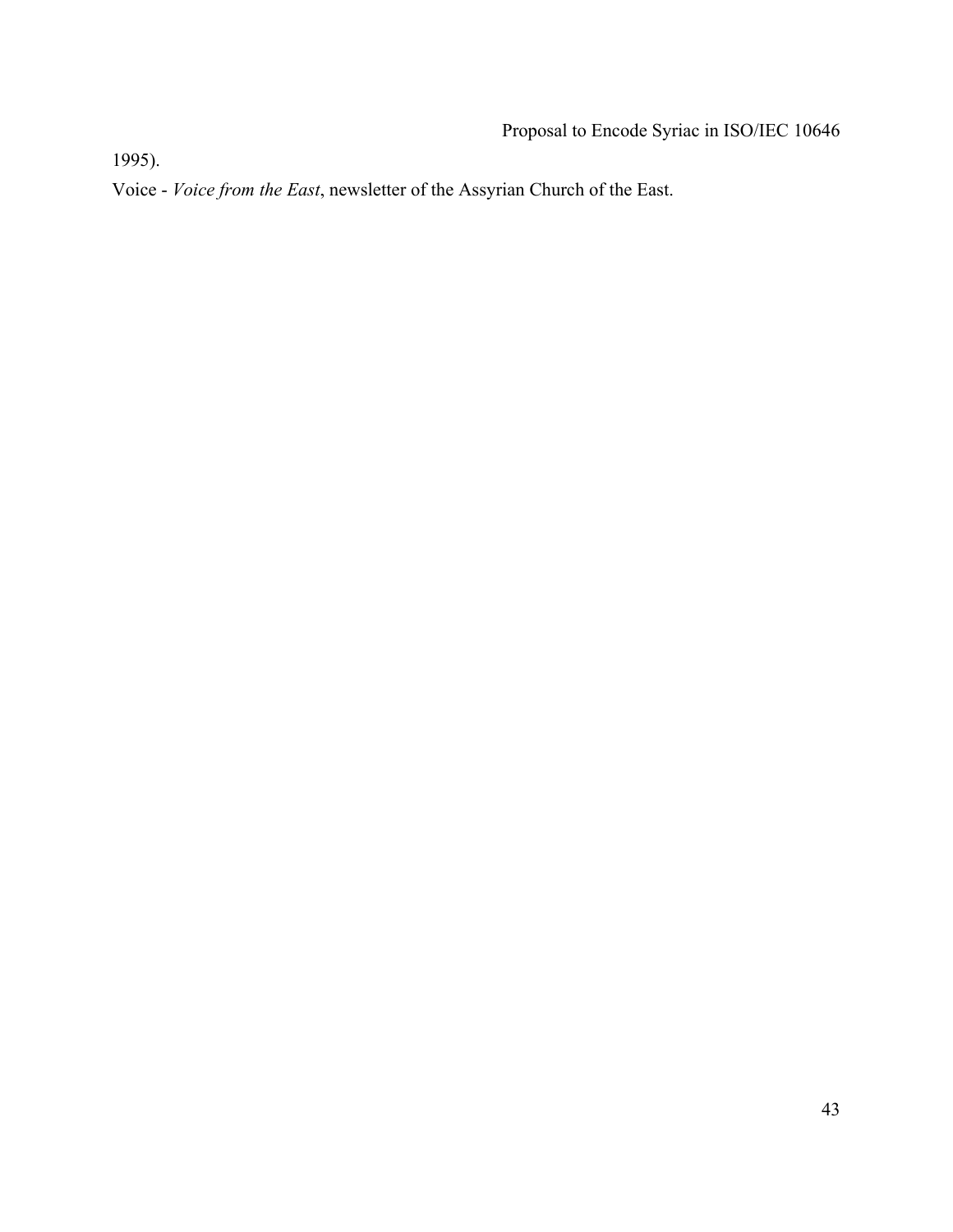1995).

Voice - *Voice from the East*, newsletter of the Assyrian Church of the East.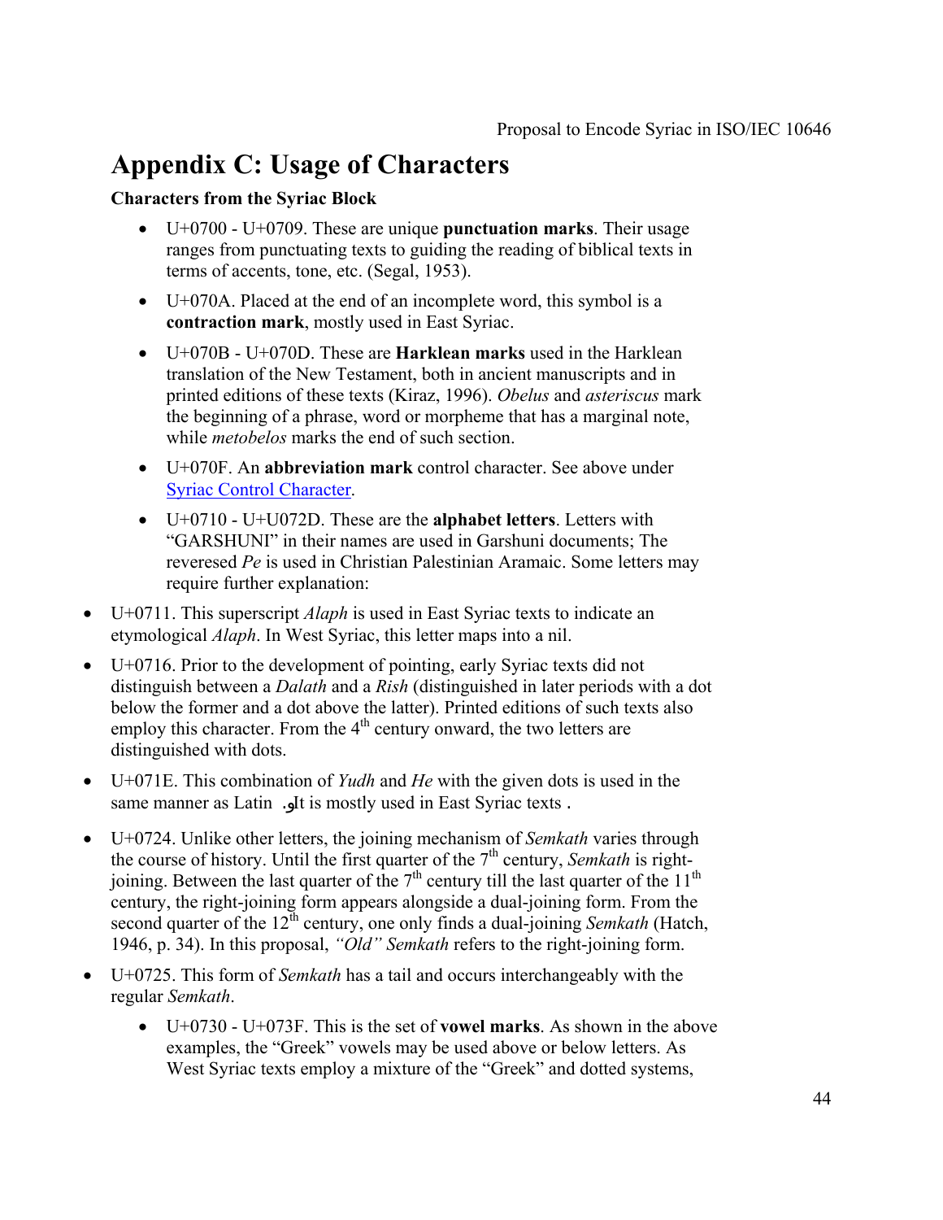# Appendix C: Usage of Characters

**Characters from the Syriac Block**

- U+0700 - U+0709. These are unique **punctuation marks**. Their usage ranges from punctuating texts to guiding the reading of biblical texts in terms of accents, tone, etc. (Segal, 1953).
- U+070A. Placed at the end of an incomplete word, this symbol is a **contraction mark**, mostly used in East Syriac.
- U+070B - U+070D. These are **Harklean marks** used in the Harklean translation of the New Testament, both in ancient manuscripts and in printed editions of these texts (Kiraz, 1996). *Obelus* and *asteriscus* mark the beginning of a phrase, word or morpheme that has a marginal note, while *metobelos* marks the end of such section.
- U+070F. An **abbreviation mark** control character. See above under Syriac Control Character.
- U+0710 - U+U072D. These are the **alphabet letters**. Letters with "GARSHUNI" in their names are used in Garshuni documents; The reveresed *Pe* is used in Christian Palestinian Aramaic. Some letters may require further explanation:

- U+0711. This superscript *Alaph* is used in East Syriac texts to indicate an etymological *Alaph*. In West Syriac, this letter maps into a nil.
- U+0716. Prior to the development of pointing, early Syriac texts did not distinguish between a *Dalath* and a *Rish* (distinguished in later periods with a dot below the former and a dot above the latter). Printed editions of such texts also employ this character. From the 4th century onward, the two letters are distinguished with dots.
- U+071E. This combination of *Yudh* and *He* with the given dots is used in the same manner as Latin .او It is mostly used in East Syriac texts .
- U+0724. Unlike other letters, the joining mechanism of *Semkath* varies through the course of history. Until the first quarter of the 7th century, *Semkath* is right-joining. Between the last quarter of the 7th century till the last quarter of the 11th century, the right-joining form appears alongside a dual-joining form. From the second quarter of the 12th century, one only finds a dual-joining *Semkath* (Hatch, 1946, p. 34). In this proposal, *"Old" Semkath* refers to the right-joining form.
- U+0725. This form of *Semkath* has a tail and occurs interchangeably with the regular *Semkath*.

  - U+0730 - U+073F. This is the set of **vowel marks**. As shown in the above examples, the "Greek" vowels may be used above or below letters. As West Syriac texts employ a mixture of the "Greek" and dotted systems,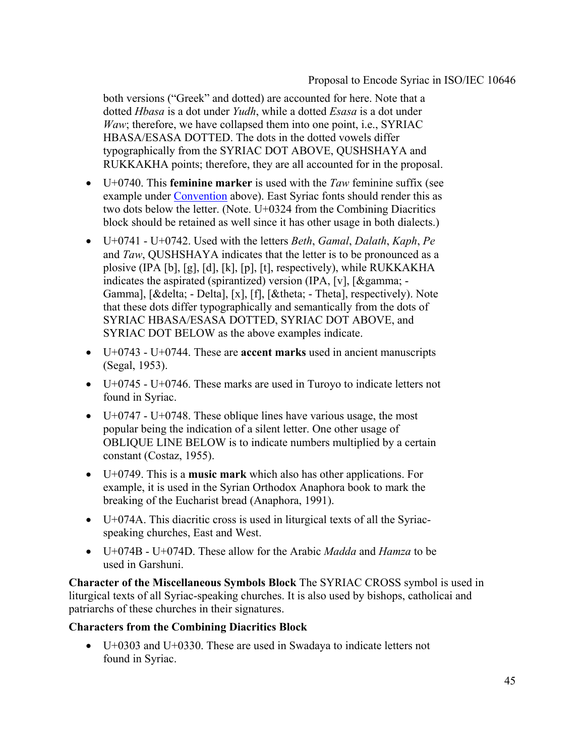both versions ("Greek" and dotted) are accounted for here. Note that a dotted *Hbasa* is a dot under *Yudh*, while a dotted *Esasa* is a dot under *Waw*; therefore, we have collapsed them into one point, i.e., SYRIAC HBASA/ESASA DOTTED. The dots in the dotted vowels differ typographically from the SYRIAC DOT ABOVE, QUSHSHAYA and RUKKAKHA points; therefore, they are all accounted for in the proposal.

- U+0740. This **feminine marker** is used with the *Taw* feminine suffix (see example under Convention above). East Syriac fonts should render this as two dots below the letter. (Note. U+0324 from the Combining Diacritics block should be retained as well since it has other usage in both dialects.)
- U+0741 - U+0742. Used with the letters *Beth*, *Gamal*, *Dalath*, *Kaph*, *Pe* and *Taw*, QUSHSHAYA indicates that the letter is to be pronounced as a plosive (IPA [b], [g], [d], [k], [p], [t], respectively), while RUKKAKHA indicates the aspirated (spirantized) version (IPA, [v], [&gamma; - Gamma], [&delta; - Delta], [x], [f], [&theta; - Theta], respectively). Note that these dots differ typographically and semantically from the dots of SYRIAC HBASA/ESASA DOTTED, SYRIAC DOT ABOVE, and SYRIAC DOT BELOW as the above examples indicate.
- U+0743 - U+0744. These are **accent marks** used in ancient manuscripts (Segal, 1953).
- U+0745 - U+0746. These marks are used in Turoyo to indicate letters not found in Syriac.
- U+0747 - U+0748. These oblique lines have various usage, the most popular being the indication of a silent letter. One other usage of OBLIQUE LINE BELOW is to indicate numbers multiplied by a certain constant (Costaz, 1955).
- U+0749. This is a **music mark** which also has other applications. For example, it is used in the Syrian Orthodox Anaphora book to mark the breaking of the Eucharist bread (Anaphora, 1991).
- U+074A. This diacritic cross is used in liturgical texts of all the Syriac-speaking churches, East and West.
- U+074B - U+074D. These allow for the Arabic *Madda* and *Hamza* to be used in Garshuni.

**Character of the Miscellaneous Symbols Block** The SYRIAC CROSS symbol is used in liturgical texts of all Syriac-speaking churches. It is also used by bishops, catholicai and patriarchs of these churches in their signatures.

**Characters from the Combining Diacritics Block**

- U+0303 and U+0330. These are used in Swadaya to indicate letters not found in Syriac.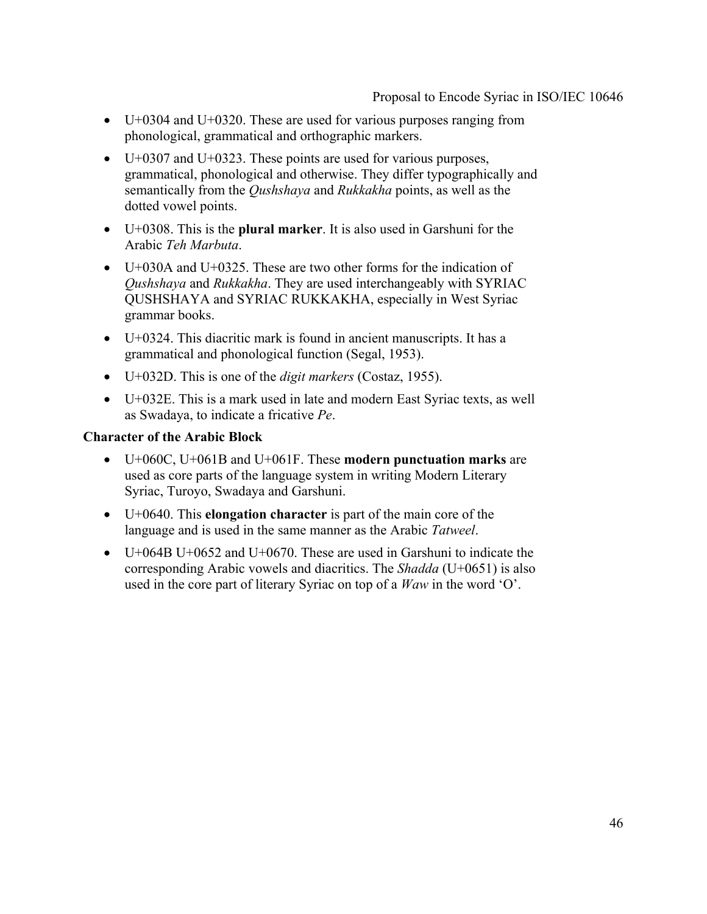- U+0304 and U+0320. These are used for various purposes ranging from phonological, grammatical and orthographic markers.
- U+0307 and U+0323. These points are used for various purposes, grammatical, phonological and otherwise. They differ typographically and semantically from the *Qushshaya* and *Rukkakha* points, as well as the dotted vowel points.
- U+0308. This is the **plural marker**. It is also used in Garshuni for the Arabic *Teh Marbuta*.
- U+030A and U+0325. These are two other forms for the indication of *Qushshaya* and *Rukkakha*. They are used interchangeably with SYRIAC QUSHSHAYA and SYRIAC RUKKAKHA, especially in West Syriac grammar books.
- U+0324. This diacritic mark is found in ancient manuscripts. It has a grammatical and phonological function (Segal, 1953).
- U+032D. This is one of the *digit markers* (Costaz, 1955).
- U+032E. This is a mark used in late and modern East Syriac texts, as well as Swadaya, to indicate a fricative *Pe*.

**Character of the Arabic Block**

- U+060C, U+061B and U+061F. These **modern punctuation marks** are used as core parts of the language system in writing Modern Literary Syriac, Turoyo, Swadaya and Garshuni.
- U+0640. This **elongation character** is part of the main core of the language and is used in the same manner as the Arabic *Tatweel*.
- U+064B U+0652 and U+0670. These are used in Garshuni to indicate the corresponding Arabic vowels and diacritics. The *Shadda* (U+0651) is also used in the core part of literary Syriac on top of a *Waw* in the word 'O'.